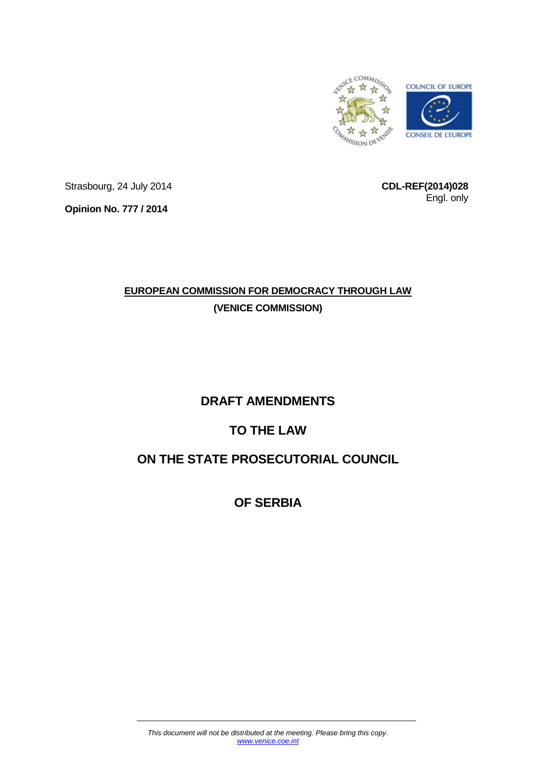Strasbourg, 24 July 2014

**CDL-REF(2014)028**

Engl. only

**Opinion No. 777 / 2014**

**EUROPEAN COMMISSION FOR DEMOCRACY THROUGH LAW**

**(VENICE COMMISSION)**

# DRAFT AMENDMENTS

# TO THE LAW

# ON THE STATE PROSECUTORIAL COUNCIL

# OF SERBIA

*This document will not be distributed at the meeting. Please bring this copy.*
*www.venice.coe.int*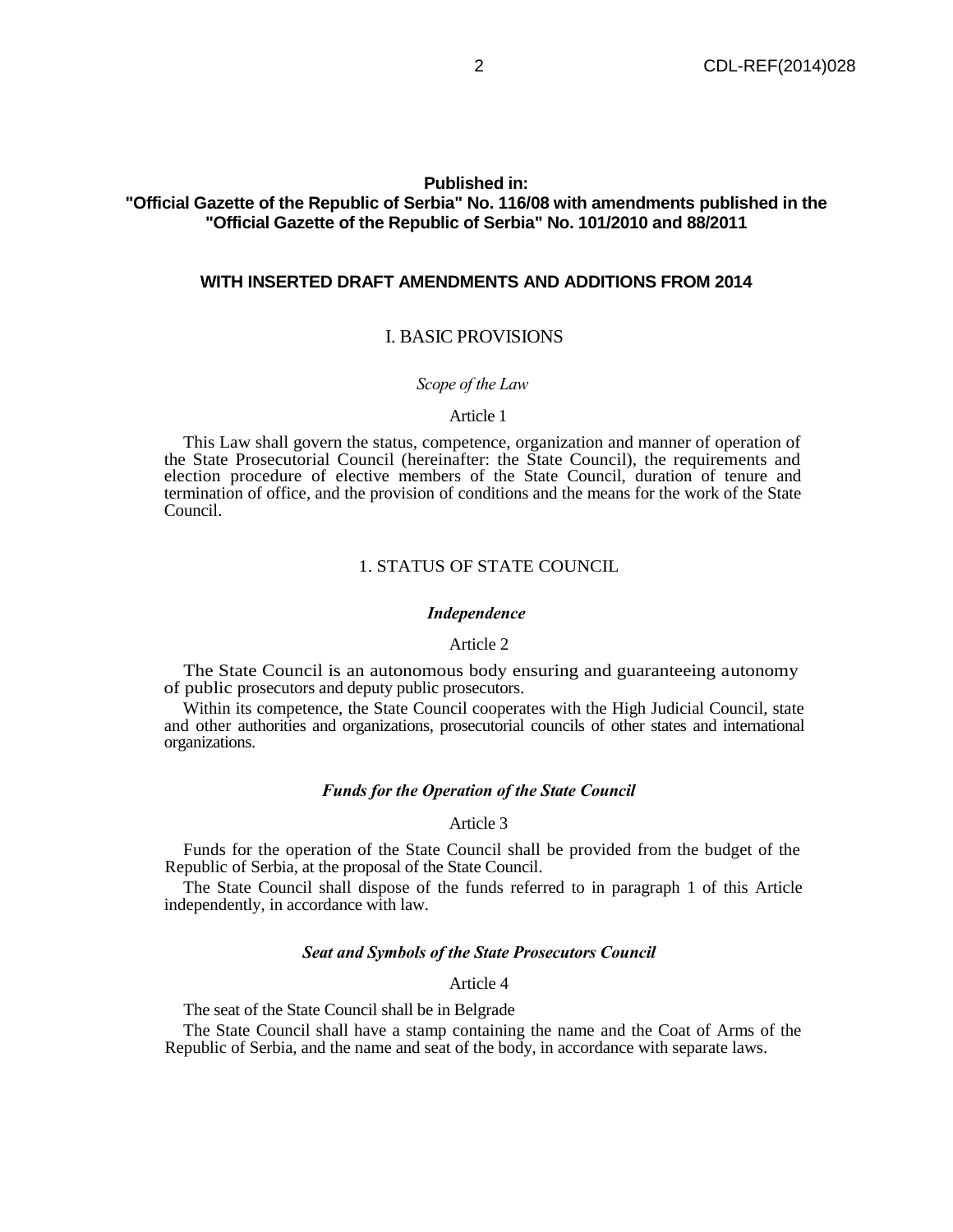**Published in:**
**"Official Gazette of the Republic of Serbia" No. 116/08 with amendments published in the "Official Gazette of the Republic of Serbia" No. 101/2010 and 88/2011**

**WITH INSERTED DRAFT AMENDMENTS AND ADDITIONS FROM 2014**

# I. BASIC PROVISIONS

*Scope of the Law*

Article 1

This Law shall govern the status, competence, organization and manner of operation of the State Prosecutorial Council (hereinafter: the State Council), the requirements and election procedure of elective members of the State Council, duration of tenure and termination of office, and the provision of conditions and the means for the work of the State Council.

## 1. STATUS OF STATE COUNCIL

***Independence***

Article 2

The State Council is an autonomous body ensuring and guaranteeing autonomy of public prosecutors and deputy public prosecutors.

Within its competence, the State Council cooperates with the High Judicial Council, state and other authorities and organizations, prosecutorial councils of other states and international organizations.

***Funds for the Operation of the State Council***

Article 3

Funds for the operation of the State Council shall be provided from the budget of the Republic of Serbia, at the proposal of the State Council.

The State Council shall dispose of the funds referred to in paragraph 1 of this Article independently, in accordance with law.

***Seat and Symbols of the State Prosecutors Council***

Article 4

The seat of the State Council shall be in Belgrade

The State Council shall have a stamp containing the name and the Coat of Arms of the Republic of Serbia, and the name and seat of the body, in accordance with separate laws.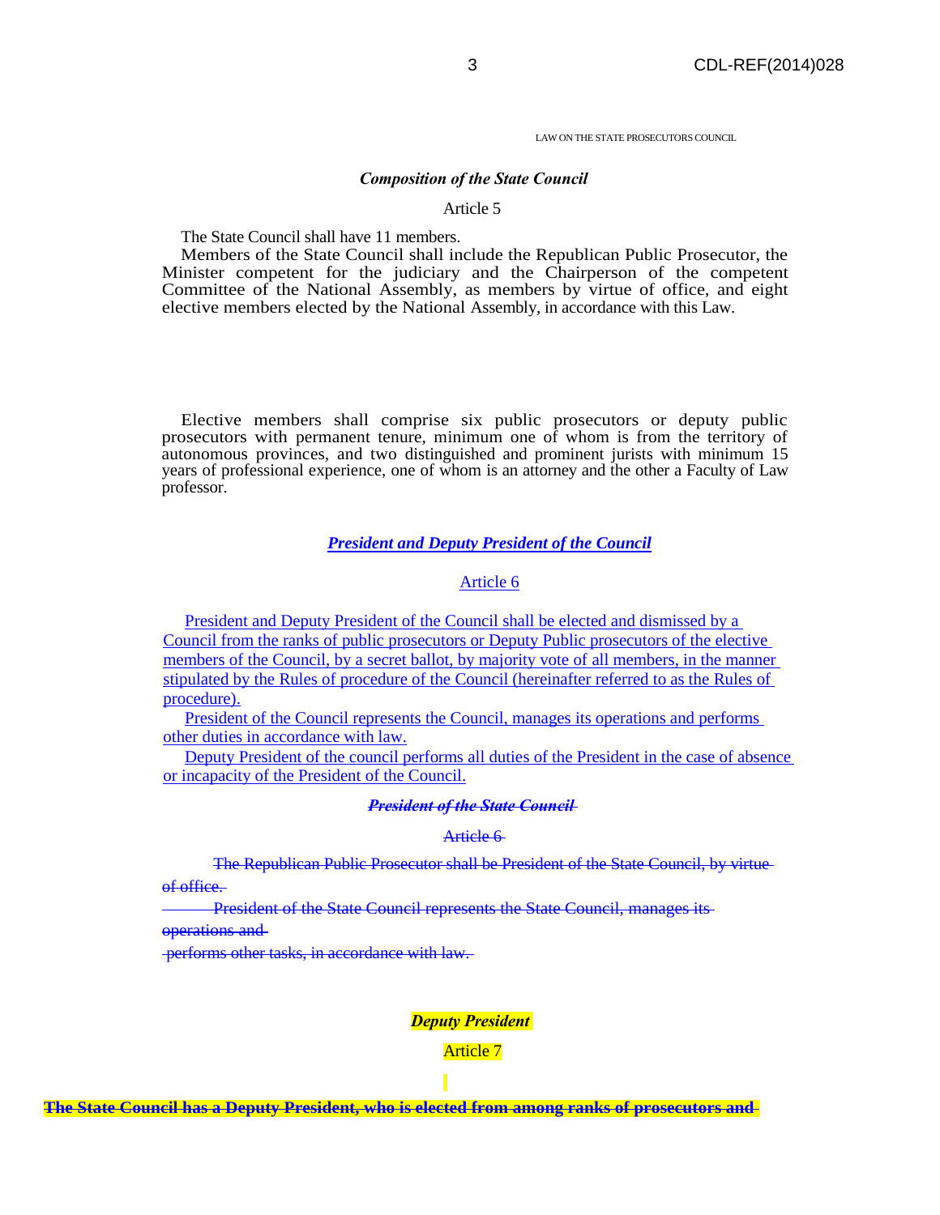LAW ON THE STATE PROSECUTORS COUNCIL

### *Composition of the State Council*

Article 5

The State Council shall have 11 members.

Members of the State Council shall include the Republican Public Prosecutor, the Minister competent for the judiciary and the Chairperson of the competent Committee of the National Assembly, as members by virtue of office, and eight elective members elected by the National Assembly, in accordance with this Law.

Elective members shall comprise six public prosecutors or deputy public prosecutors with permanent tenure, minimum one of whom is from the territory of autonomous provinces, and two distinguished and prominent jurists with minimum 15 years of professional experience, one of whom is an attorney and the other a Faculty of Law professor.

### *President and Deputy President of the Council*

Article 6

President and Deputy President of the Council shall be elected and dismissed by a Council from the ranks of public prosecutors or Deputy Public prosecutors of the elective members of the Council, by a secret ballot, by majority vote of all members, in the manner stipulated by the Rules of procedure of the Council (hereinafter referred to as the Rules of procedure).

President of the Council represents the Council, manages its operations and performs other duties in accordance with law.

Deputy President of the council performs all duties of the President in the case of absence or incapacity of the President of the Council.

### ~~*President of the State Council*~~

~~Article 6~~

~~The Republican Public Prosecutor shall be President of the State Council, by virtue of office.~~

~~President of the State Council represents the State Council, manages its operations and performs other tasks, in accordance with law.~~

### *Deputy President*

Article 7

~~**The State Council has a Deputy President, who is elected from among ranks of prosecutors and**~~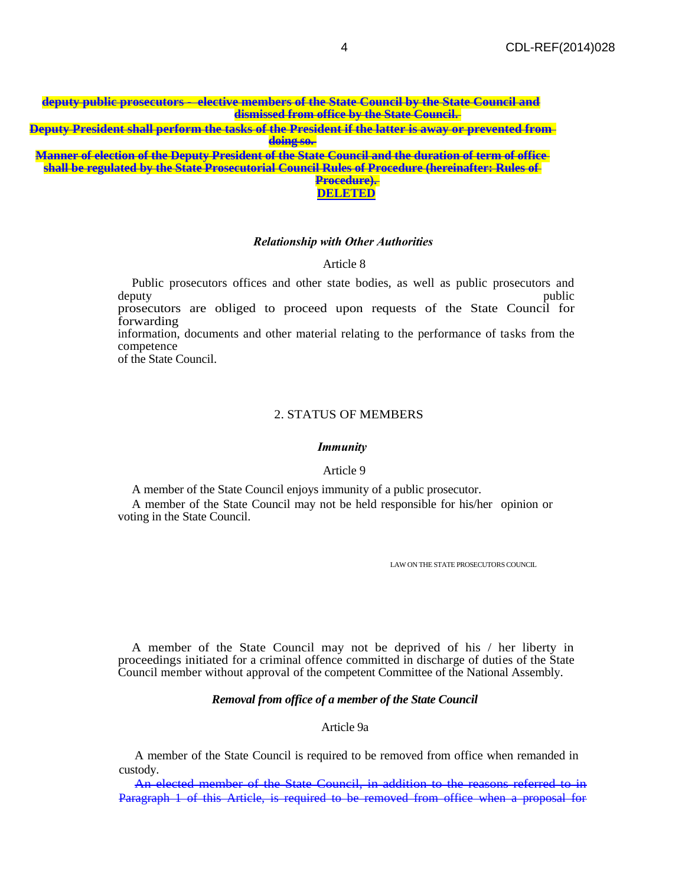~~**deputy public prosecutors - elective members of the State Council by the State Council and dismissed from office by the State Council.**~~

~~**Deputy President shall perform the tasks of the President if the latter is away or prevented from doing so.**~~

~~**Manner of election of the Deputy President of the State Council and the duration of term of office shall be regulated by the State Prosecutorial Council Rules of Procedure (hereinafter: Rules of Procedure).**~~

**DELETED**

### *Relationship with Other Authorities*

Article 8

Public prosecutors offices and other state bodies, as well as public prosecutors and deputy public prosecutors are obliged to proceed upon requests of the State Council for forwarding information, documents and other material relating to the performance of tasks from the competence of the State Council.

## 2. STATUS OF MEMBERS

### *Immunity*

Article 9

A member of the State Council enjoys immunity of a public prosecutor.

A member of the State Council may not be held responsible for his/her opinion or voting in the State Council.

A member of the State Council may not be deprived of his / her liberty in proceedings initiated for a criminal offence committed in discharge of duties of the State Council member without approval of the competent Committee of the National Assembly.

### *Removal from office of a member of the State Council*

Article 9a

A member of the State Council is required to be removed from office when remanded in custody.

~~An elected member of the State Council, in addition to the reasons referred to in Paragraph 1 of this Article, is required to be removed from office when a proposal for~~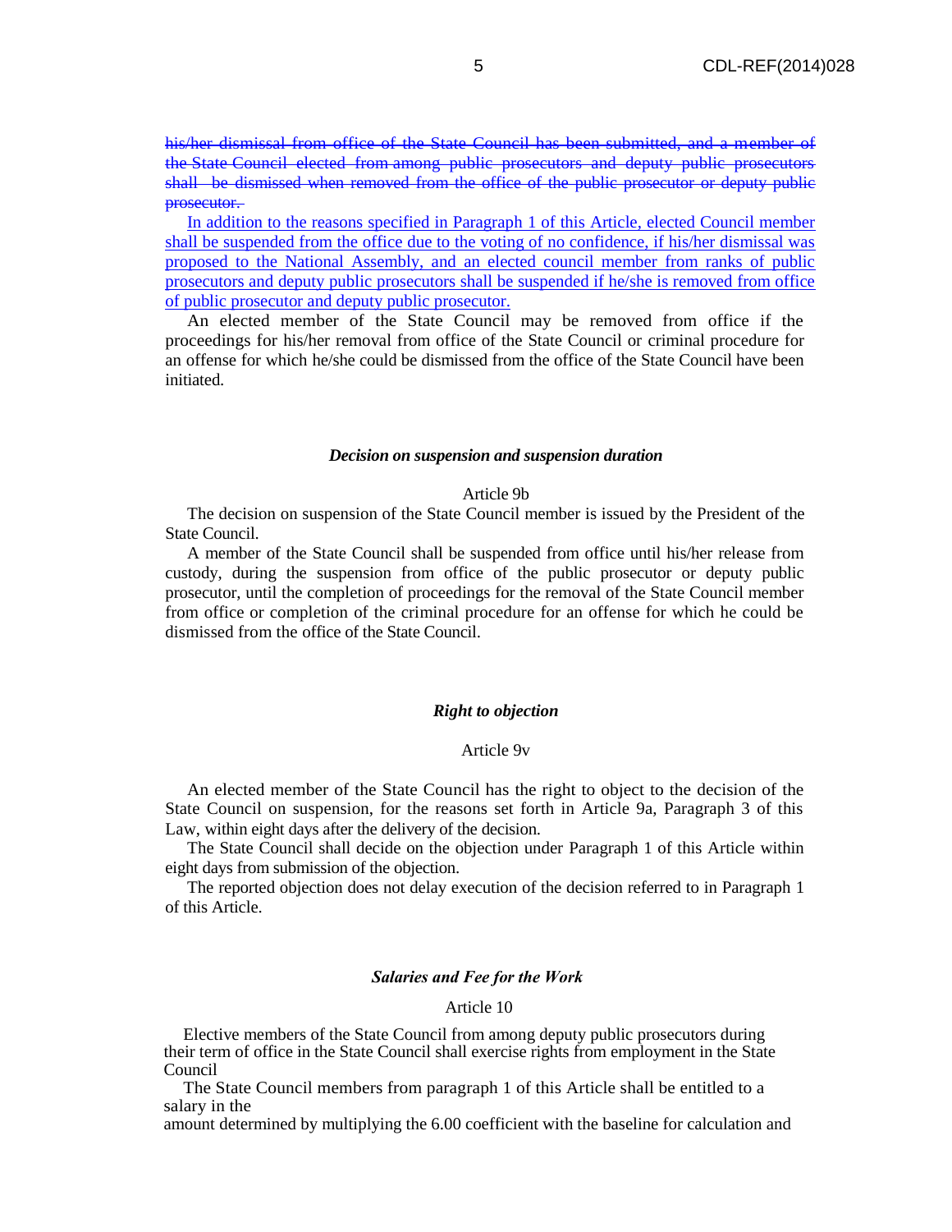~~his/her dismissal from office of the State Council has been submitted, and a member of the State Council elected from among public prosecutors and deputy public prosecutors shall be dismissed when removed from the office of the public prosecutor or deputy public prosecutor.~~

In addition to the reasons specified in Paragraph 1 of this Article, elected Council member shall be suspended from the office due to the voting of no confidence, if his/her dismissal was proposed to the National Assembly, and an elected council member from ranks of public prosecutors and deputy public prosecutors shall be suspended if he/she is removed from office of public prosecutor and deputy public prosecutor.

An elected member of the State Council may be removed from office if the proceedings for his/her removal from office of the State Council or criminal procedure for an offense for which he/she could be dismissed from the office of the State Council have been initiated.

***Decision on suspension and suspension duration***

Article 9b

The decision on suspension of the State Council member is issued by the President of the State Council.

A member of the State Council shall be suspended from office until his/her release from custody, during the suspension from office of the public prosecutor or deputy public prosecutor, until the completion of proceedings for the removal of the State Council member from office or completion of the criminal procedure for an offense for which he could be dismissed from the office of the State Council.

***Right to objection***

Article 9v

An elected member of the State Council has the right to object to the decision of the State Council on suspension, for the reasons set forth in Article 9a, Paragraph 3 of this Law, within eight days after the delivery of the decision.

The State Council shall decide on the objection under Paragraph 1 of this Article within eight days from submission of the objection.

The reported objection does not delay execution of the decision referred to in Paragraph 1 of this Article.

***Salaries and Fee for the Work***

Article 10

Elective members of the State Council from among deputy public prosecutors during their term of office in the State Council shall exercise rights from employment in the State Council

The State Council members from paragraph 1 of this Article shall be entitled to a salary in the amount determined by multiplying the 6.00 coefficient with the baseline for calculation and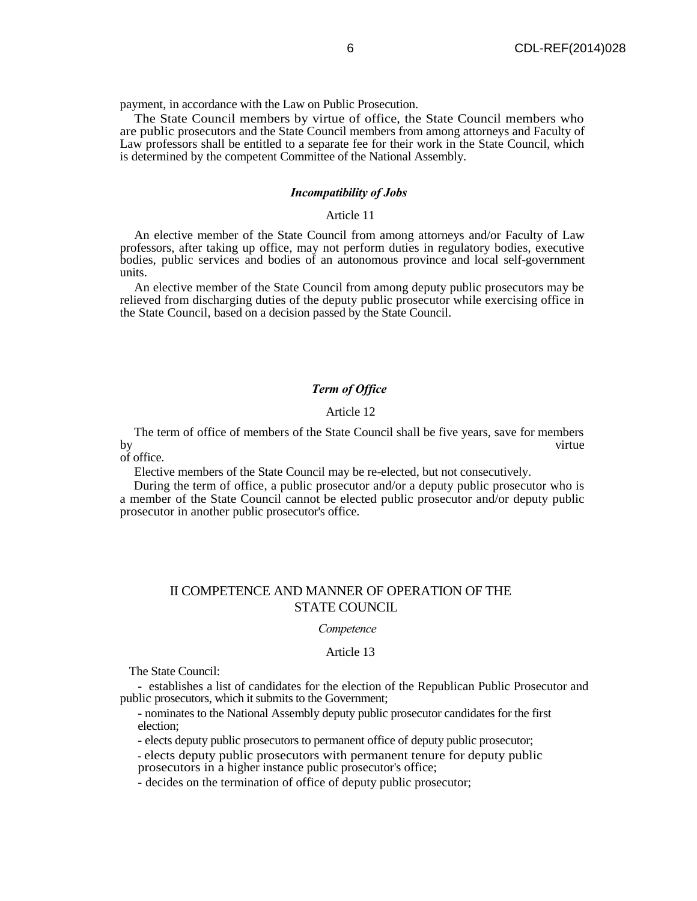payment, in accordance with the Law on Public Prosecution.

The State Council members by virtue of office, the State Council members who are public prosecutors and the State Council members from among attorneys and Faculty of Law professors shall be entitled to a separate fee for their work in the State Council, which is determined by the competent Committee of the National Assembly.

### *Incompatibility of Jobs*

Article 11

An elective member of the State Council from among attorneys and/or Faculty of Law professors, after taking up office, may not perform duties in regulatory bodies, executive bodies, public services and bodies of an autonomous province and local self-government units.

An elective member of the State Council from among deputy public prosecutors may be relieved from discharging duties of the deputy public prosecutor while exercising office in the State Council, based on a decision passed by the State Council.

### *Term of Office*

Article 12

The term of office of members of the State Council shall be five years, save for members by virtue of office.

Elective members of the State Council may be re-elected, but not consecutively.

During the term of office, a public prosecutor and/or a deputy public prosecutor who is a member of the State Council cannot be elected public prosecutor and/or deputy public prosecutor in another public prosecutor's office.

## II COMPETENCE AND MANNER OF OPERATION OF THE STATE COUNCIL

*Competence*

Article 13

The State Council:

- establishes a list of candidates for the election of the Republican Public Prosecutor and public prosecutors, which it submits to the Government;
- nominates to the National Assembly deputy public prosecutor candidates for the first election;
- elects deputy public prosecutors to permanent office of deputy public prosecutor;
- elects deputy public prosecutors with permanent tenure for deputy public prosecutors in a higher instance public prosecutor's office;
- decides on the termination of office of deputy public prosecutor;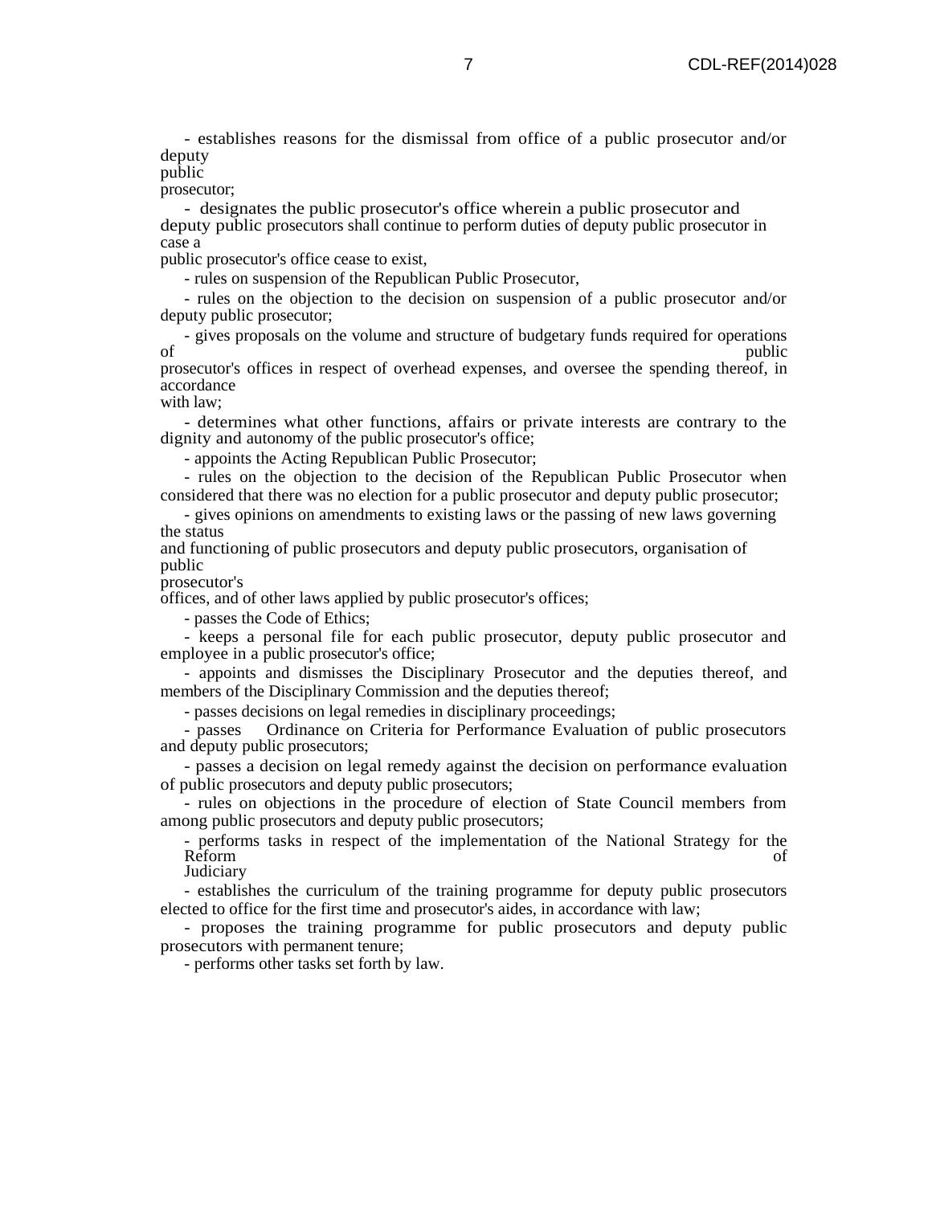- establishes reasons for the dismissal from office of a public prosecutor and/or deputy public prosecutor;

- designates the public prosecutor's office wherein a public prosecutor and deputy public prosecutors shall continue to perform duties of deputy public prosecutor in case a public prosecutor's office cease to exist,

- rules on suspension of the Republican Public Prosecutor,

- rules on the objection to the decision on suspension of a public prosecutor and/or deputy public prosecutor;

- gives proposals on the volume and structure of budgetary funds required for operations of public prosecutor's offices in respect of overhead expenses, and oversee the spending thereof, in accordance with law;

- determines what other functions, affairs or private interests are contrary to the dignity and autonomy of the public prosecutor's office;

- appoints the Acting Republican Public Prosecutor;

- rules on the objection to the decision of the Republican Public Prosecutor when considered that there was no election for a public prosecutor and deputy public prosecutor;

- gives opinions on amendments to existing laws or the passing of new laws governing the status and functioning of public prosecutors and deputy public prosecutors, organisation of public prosecutor's offices, and of other laws applied by public prosecutor's offices;

- passes the Code of Ethics;

- keeps a personal file for each public prosecutor, deputy public prosecutor and employee in a public prosecutor's office;

- appoints and dismisses the Disciplinary Prosecutor and the deputies thereof, and members of the Disciplinary Commission and the deputies thereof;

- passes decisions on legal remedies in disciplinary proceedings;

- passes Ordinance on Criteria for Performance Evaluation of public prosecutors and deputy public prosecutors;

- passes a decision on legal remedy against the decision on performance evaluation of public prosecutors and deputy public prosecutors;

- rules on objections in the procedure of election of State Council members from among public prosecutors and deputy public prosecutors;

- performs tasks in respect of the implementation of the National Strategy for the Reform of Judiciary

- establishes the curriculum of the training programme for deputy public prosecutors elected to office for the first time and prosecutor's aides, in accordance with law;

- proposes the training programme for public prosecutors and deputy public prosecutors with permanent tenure;

- performs other tasks set forth by law.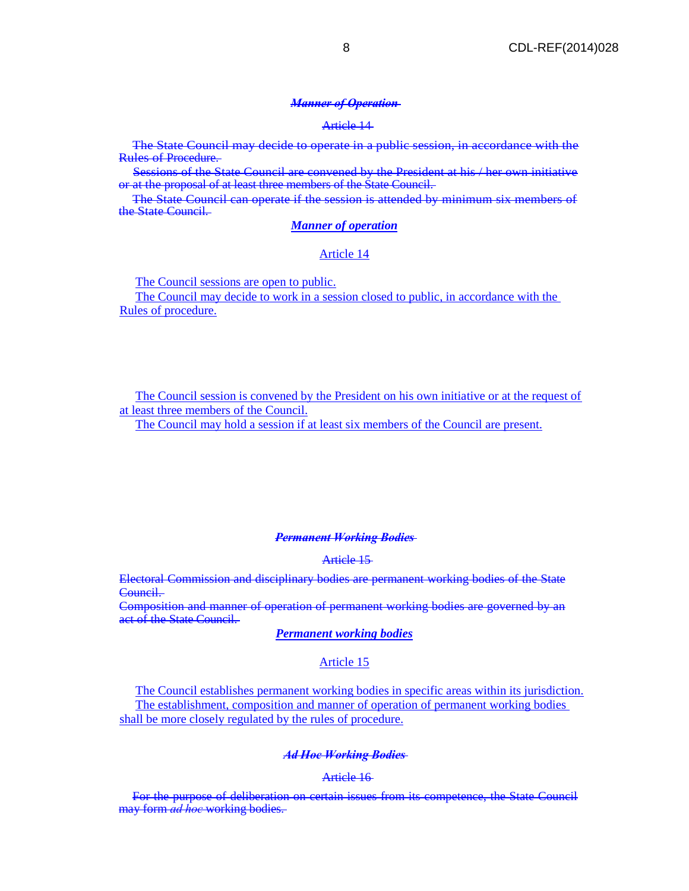~~***Manner of Operation***~~

~~Article 14~~

~~The State Council may decide to operate in a public session, in accordance with the Rules of Procedure.~~

~~Sessions of the State Council are convened by the President at his / her own initiative or at the proposal of at least three members of the State Council.~~

~~The State Council can operate if the session is attended by minimum six members of the State Council.~~

***Manner of operation***

Article 14

The Council sessions are open to public.

The Council may decide to work in a session closed to public, in accordance with the Rules of procedure.

The Council session is convened by the President on his own initiative or at the request of at least three members of the Council.

The Council may hold a session if at least six members of the Council are present.

~~***Permanent Working Bodies***~~

~~Article 15~~

~~Electoral Commission and disciplinary bodies are permanent working bodies of the State Council.~~

~~Composition and manner of operation of permanent working bodies are governed by an act of the State Council.~~

***Permanent working bodies***

Article 15

The Council establishes permanent working bodies in specific areas within its jurisdiction.

The establishment, composition and manner of operation of permanent working bodies shall be more closely regulated by the rules of procedure.

~~***Ad Hoc Working Bodies***~~

~~Article 16~~

~~For the purpose of deliberation on certain issues from its competence, the State Council may form *ad hoc* working bodies.~~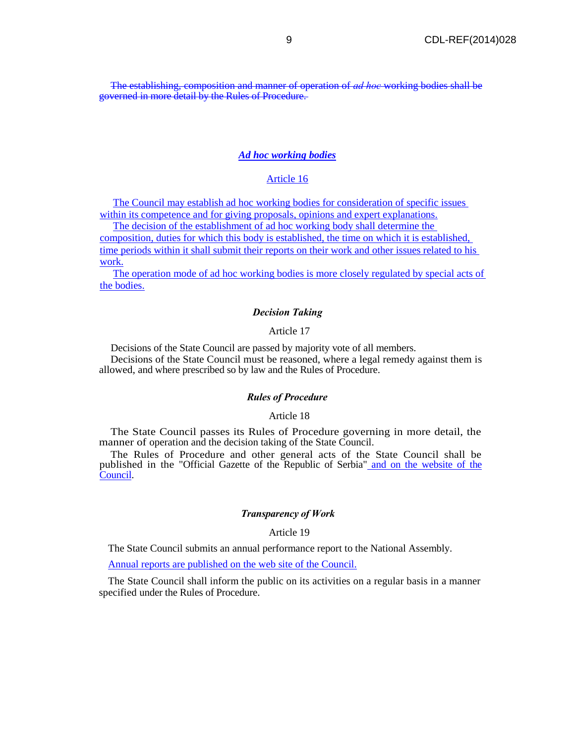~~The establishing, composition and manner of operation of *ad hoc* working bodies shall be governed in more detail by the Rules of Procedure.~~

***Ad hoc working bodies***

Article 16

The Council may establish ad hoc working bodies for consideration of specific issues within its competence and for giving proposals, opinions and expert explanations.

The decision of the establishment of ad hoc working body shall determine the composition, duties for which this body is established, the time on which it is established, time periods within it shall submit their reports on their work and other issues related to his work.

The operation mode of ad hoc working bodies is more closely regulated by special acts of the bodies.

***Decision Taking***

Article 17

Decisions of the State Council are passed by majority vote of all members.

Decisions of the State Council must be reasoned, where a legal remedy against them is allowed, and where prescribed so by law and the Rules of Procedure.

***Rules of Procedure***

Article 18

The State Council passes its Rules of Procedure governing in more detail, the manner of operation and the decision taking of the State Council.

The Rules of Procedure and other general acts of the State Council shall be published in the "Official Gazette of the Republic of Serbia" and on the website of the Council.

***Transparency of Work***

Article 19

The State Council submits an annual performance report to the National Assembly.

Annual reports are published on the web site of the Council.

The State Council shall inform the public on its activities on a regular basis in a manner specified under the Rules of Procedure.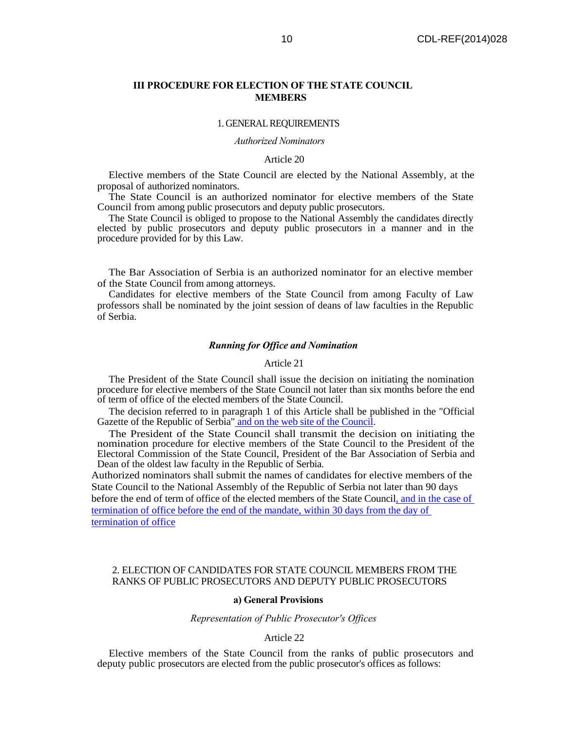## III PROCEDURE FOR ELECTION OF THE STATE COUNCIL MEMBERS

### 1. GENERAL REQUIREMENTS

*Authorized Nominators*

Article 20

Elective members of the State Council are elected by the National Assembly, at the proposal of authorized nominators.

The State Council is an authorized nominator for elective members of the State Council from among public prosecutors and deputy public prosecutors.

The State Council is obliged to propose to the National Assembly the candidates directly elected by public prosecutors and deputy public prosecutors in a manner and in the procedure provided for by this Law.

The Bar Association of Serbia is an authorized nominator for an elective member of the State Council from among attorneys.

Candidates for elective members of the State Council from among Faculty of Law professors shall be nominated by the joint session of deans of law faculties in the Republic of Serbia.

***Running for Office and Nomination***

Article 21

The President of the State Council shall issue the decision on initiating the nomination procedure for elective members of the State Council not later than six months before the end of term of office of the elected members of the State Council.

The decision referred to in paragraph 1 of this Article shall be published in the "Official Gazette of the Republic of Serbia" and on the web site of the Council.

The President of the State Council shall transmit the decision on initiating the nomination procedure for elective members of the State Council to the President of the Electoral Commission of the State Council, President of the Bar Association of Serbia and Dean of the oldest law faculty in the Republic of Serbia.

Authorized nominators shall submit the names of candidates for elective members of the State Council to the National Assembly of the Republic of Serbia not later than 90 days before the end of term of office of the elected members of the State Council, and in the case of termination of office before the end of the mandate, within 30 days from the day of termination of office

### 2. ELECTION OF CANDIDATES FOR STATE COUNCIL MEMBERS FROM THE RANKS OF PUBLIC PROSECUTORS AND DEPUTY PUBLIC PROSECUTORS

**a) General Provisions**

*Representation of Public Prosecutor's Offices*

Article 22

Elective members of the State Council from the ranks of public prosecutors and deputy public prosecutors are elected from the public prosecutor's offices as follows: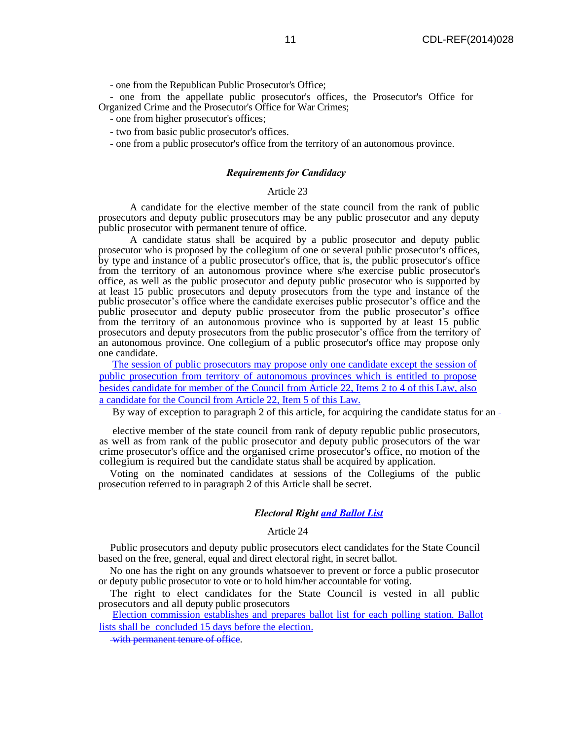- one from the Republican Public Prosecutor's Office;

- one from the appellate public prosecutor's offices, the Prosecutor's Office for Organized Crime and the Prosecutor's Office for War Crimes;

- one from higher prosecutor's offices;

- two from basic public prosecutor's offices.

- one from a public prosecutor's office from the territory of an autonomous province.

### *Requirements for Candidacy*

Article 23

A candidate for the elective member of the state council from the rank of public prosecutors and deputy public prosecutors may be any public prosecutor and any deputy public prosecutor with permanent tenure of office.

A candidate status shall be acquired by a public prosecutor and deputy public prosecutor who is proposed by the collegium of one or several public prosecutor's offices, by type and instance of a public prosecutor's office, that is, the public prosecutor's office from the territory of an autonomous province where s/he exercise public prosecutor's office, as well as the public prosecutor and deputy public prosecutor who is supported by at least 15 public prosecutors and deputy prosecutors from the type and instance of the public prosecutor's office where the candidate exercises public prosecutor's office and the public prosecutor and deputy public prosecutor from the public prosecutor's office from the territory of an autonomous province who is supported by at least 15 public prosecutors and deputy prosecutors from the public prosecutor's office from the territory of an autonomous province. One collegium of a public prosecutor's office may propose only one candidate.

The session of public prosecutors may propose only one candidate except the session of public prosecution from territory of autonomous provinces which is entitled to propose besides candidate for member of the Council from Article 22, Items 2 to 4 of this Law, also a candidate for the Council from Article 22, Item 5 of this Law.

By way of exception to paragraph 2 of this article, for acquiring the candidate status for an elective member of the state council from rank of deputy republic public prosecutors, as well as from rank of the public prosecutor and deputy public prosecutors of the war crime prosecutor's office and the organised crime prosecutor's office, no motion of the collegium is required but the candidate status shall be acquired by application.

Voting on the nominated candidates at sessions of the Collegiums of the public prosecution referred to in paragraph 2 of this Article shall be secret.

### *Electoral Right and Ballot List*

Article 24

Public prosecutors and deputy public prosecutors elect candidates for the State Council based on the free, general, equal and direct electoral right, in secret ballot.

No one has the right on any grounds whatsoever to prevent or force a public prosecutor or deputy public prosecutor to vote or to hold him/her accountable for voting.

The right to elect candidates for the State Council is vested in all public prosecutors and all deputy public prosecutors

Election commission establishes and prepares ballot list for each polling station. Ballot lists shall be concluded 15 days before the election.

~~with permanent tenure of office~~.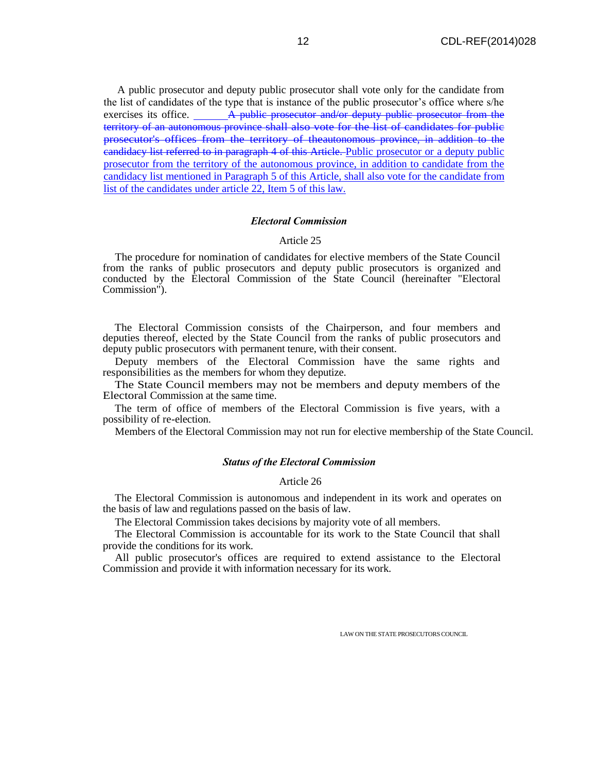A public prosecutor and deputy public prosecutor shall vote only for the candidate from the list of candidates of the type that is instance of the public prosecutor's office where s/he exercises its office. ~~A public prosecutor and/or deputy public prosecutor from the territory of an autonomous province shall also vote for the list of candidates for public prosecutor's offices from the territory of theautonomous province, in addition to the candidacy list referred to in paragraph 4 of this Article.~~ Public prosecutor or a deputy public prosecutor from the territory of the autonomous province, in addition to candidate from the candidacy list mentioned in Paragraph 5 of this Article, shall also vote for the candidate from list of the candidates under article 22, Item 5 of this law.

### *Electoral Commission*

Article 25

The procedure for nomination of candidates for elective members of the State Council from the ranks of public prosecutors and deputy public prosecutors is organized and conducted by the Electoral Commission of the State Council (hereinafter "Electoral Commission").

The Electoral Commission consists of the Chairperson, and four members and deputies thereof, elected by the State Council from the ranks of public prosecutors and deputy public prosecutors with permanent tenure, with their consent.

Deputy members of the Electoral Commission have the same rights and responsibilities as the members for whom they deputize.

The State Council members may not be members and deputy members of the Electoral Commission at the same time.

The term of office of members of the Electoral Commission is five years, with a possibility of re-election.

Members of the Electoral Commission may not run for elective membership of the State Council.

### *Status of the Electoral Commission*

Article 26

The Electoral Commission is autonomous and independent in its work and operates on the basis of law and regulations passed on the basis of law.

The Electoral Commission takes decisions by majority vote of all members.

The Electoral Commission is accountable for its work to the State Council that shall provide the conditions for its work.

All public prosecutor's offices are required to extend assistance to the Electoral Commission and provide it with information necessary for its work.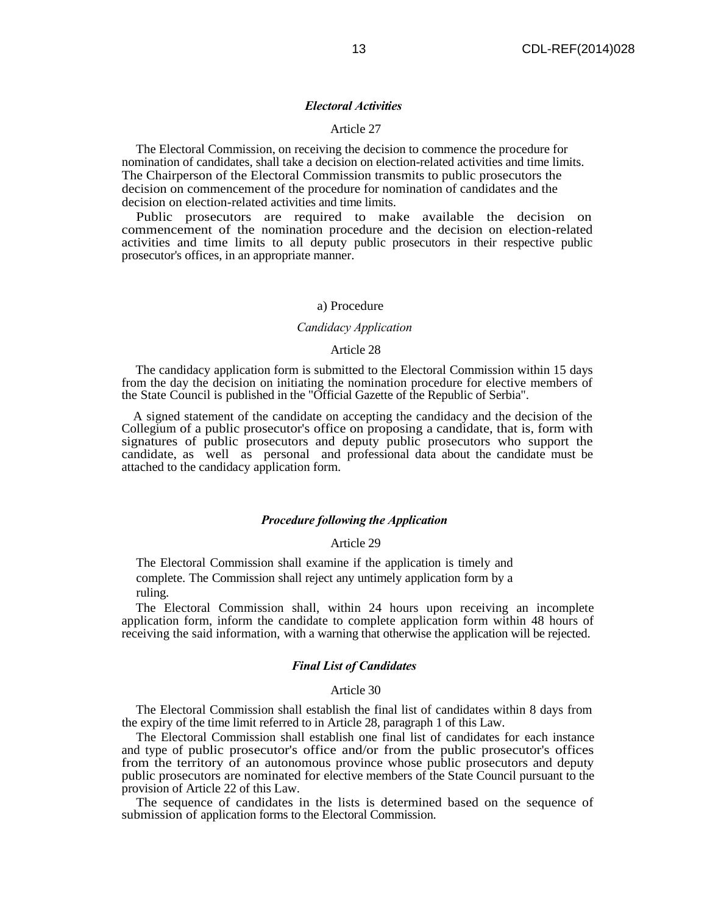***Electoral Activities***

Article 27

The Electoral Commission, on receiving the decision to commence the procedure for nomination of candidates, shall take a decision on election-related activities and time limits. The Chairperson of the Electoral Commission transmits to public prosecutors the decision on commencement of the procedure for nomination of candidates and the decision on election-related activities and time limits.

Public prosecutors are required to make available the decision on commencement of the nomination procedure and the decision on election-related activities and time limits to all deputy public prosecutors in their respective public prosecutor's offices, in an appropriate manner.

a) Procedure

*Candidacy Application*

Article 28

The candidacy application form is submitted to the Electoral Commission within 15 days from the day the decision on initiating the nomination procedure for elective members of the State Council is published in the "Official Gazette of the Republic of Serbia".

A signed statement of the candidate on accepting the candidacy and the decision of the Collegium of a public prosecutor's office on proposing a candidate, that is, form with signatures of public prosecutors and deputy public prosecutors who support the candidate, as well as personal and professional data about the candidate must be attached to the candidacy application form.

***Procedure following the Application***

Article 29

The Electoral Commission shall examine if the application is timely and complete. The Commission shall reject any untimely application form by a ruling.

The Electoral Commission shall, within 24 hours upon receiving an incomplete application form, inform the candidate to complete application form within 48 hours of receiving the said information, with a warning that otherwise the application will be rejected.

***Final List of Candidates***

Article 30

The Electoral Commission shall establish the final list of candidates within 8 days from the expiry of the time limit referred to in Article 28, paragraph 1 of this Law.

The Electoral Commission shall establish one final list of candidates for each instance and type of public prosecutor's office and/or from the public prosecutor's offices from the territory of an autonomous province whose public prosecutors and deputy public prosecutors are nominated for elective members of the State Council pursuant to the provision of Article 22 of this Law.

The sequence of candidates in the lists is determined based on the sequence of submission of application forms to the Electoral Commission.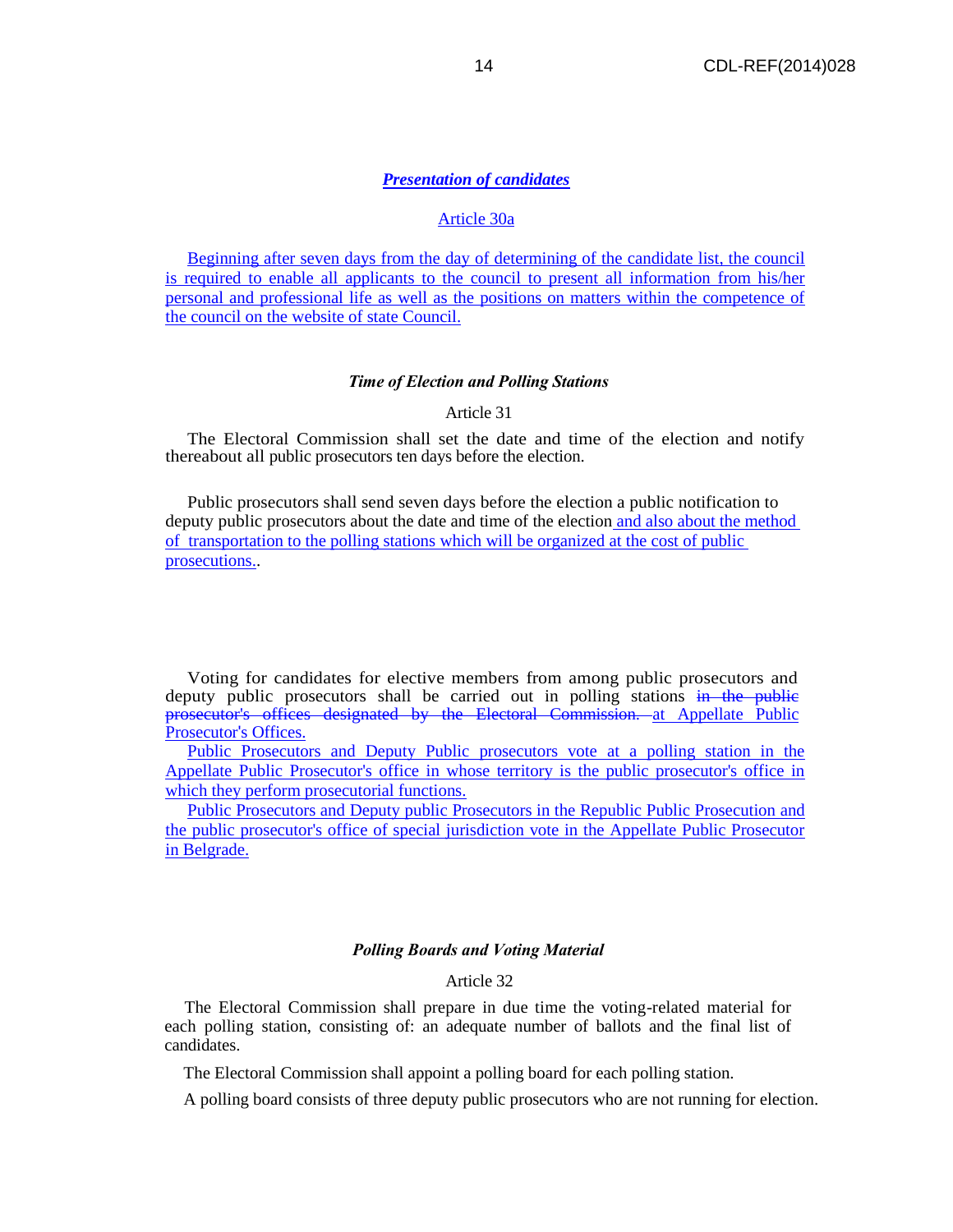***Presentation of candidates***

Article 30a

Beginning after seven days from the day of determining of the candidate list, the council is required to enable all applicants to the council to present all information from his/her personal and professional life as well as the positions on matters within the competence of the council on the website of state Council.

***Time of Election and Polling Stations***

Article 31

The Electoral Commission shall set the date and time of the election and notify thereabout all public prosecutors ten days before the election.

Public prosecutors shall send seven days before the election a public notification to deputy public prosecutors about the date and time of the election and also about the method of transportation to the polling stations which will be organized at the cost of public prosecutions..

Voting for candidates for elective members from among public prosecutors and deputy public prosecutors shall be carried out in polling stations ~~in the public prosecutor's offices designated by the Electoral Commission.~~ at Appellate Public Prosecutor's Offices.

Public Prosecutors and Deputy Public prosecutors vote at a polling station in the Appellate Public Prosecutor's office in whose territory is the public prosecutor's office in which they perform prosecutorial functions.

Public Prosecutors and Deputy public Prosecutors in the Republic Public Prosecution and the public prosecutor's office of special jurisdiction vote in the Appellate Public Prosecutor in Belgrade.

***Polling Boards and Voting Material***

Article 32

The Electoral Commission shall prepare in due time the voting-related material for each polling station, consisting of: an adequate number of ballots and the final list of candidates.

The Electoral Commission shall appoint a polling board for each polling station.

A polling board consists of three deputy public prosecutors who are not running for election.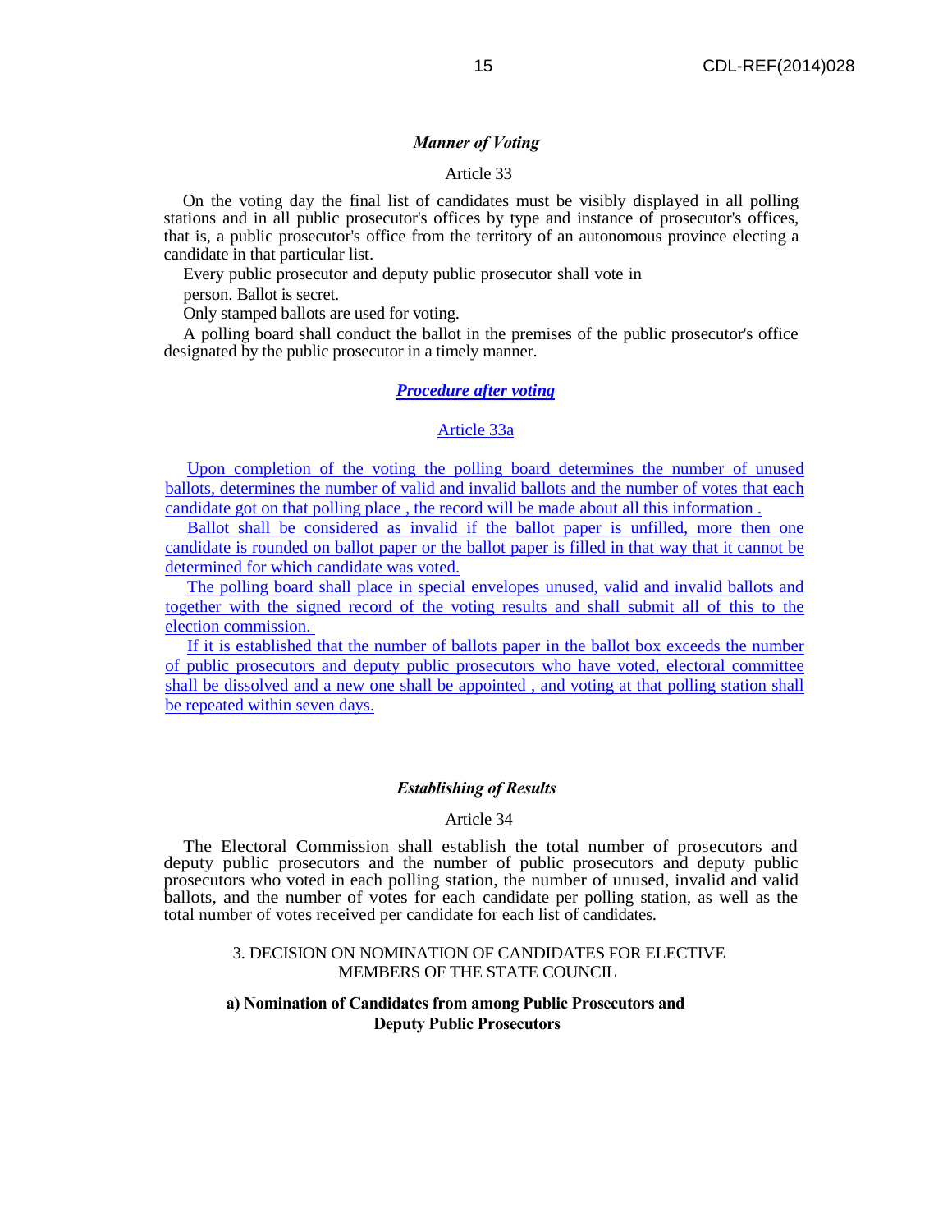### *Manner of Voting*

Article 33

On the voting day the final list of candidates must be visibly displayed in all polling stations and in all public prosecutor's offices by type and instance of prosecutor's offices, that is, a public prosecutor's office from the territory of an autonomous province electing a candidate in that particular list.

Every public prosecutor and deputy public prosecutor shall vote in person. Ballot is secret.

Only stamped ballots are used for voting.

A polling board shall conduct the ballot in the premises of the public prosecutor's office designated by the public prosecutor in a timely manner.

### *Procedure after voting*

Article 33a

Upon completion of the voting the polling board determines the number of unused ballots, determines the number of valid and invalid ballots and the number of votes that each candidate got on that polling place , the record will be made about all this information .

Ballot shall be considered as invalid if the ballot paper is unfilled, more then one candidate is rounded on ballot paper or the ballot paper is filled in that way that it cannot be determined for which candidate was voted.

The polling board shall place in special envelopes unused, valid and invalid ballots and together with the signed record of the voting results and shall submit all of this to the election commission.

If it is established that the number of ballots paper in the ballot box exceeds the number of public prosecutors and deputy public prosecutors who have voted, electoral committee shall be dissolved and a new one shall be appointed , and voting at that polling station shall be repeated within seven days.

### *Establishing of Results*

Article 34

The Electoral Commission shall establish the total number of prosecutors and deputy public prosecutors and the number of public prosecutors and deputy public prosecutors who voted in each polling station, the number of unused, invalid and valid ballots, and the number of votes for each candidate per polling station, as well as the total number of votes received per candidate for each list of candidates.

## 3. DECISION ON NOMINATION OF CANDIDATES FOR ELECTIVE MEMBERS OF THE STATE COUNCIL

### a) Nomination of Candidates from among Public Prosecutors and Deputy Public Prosecutors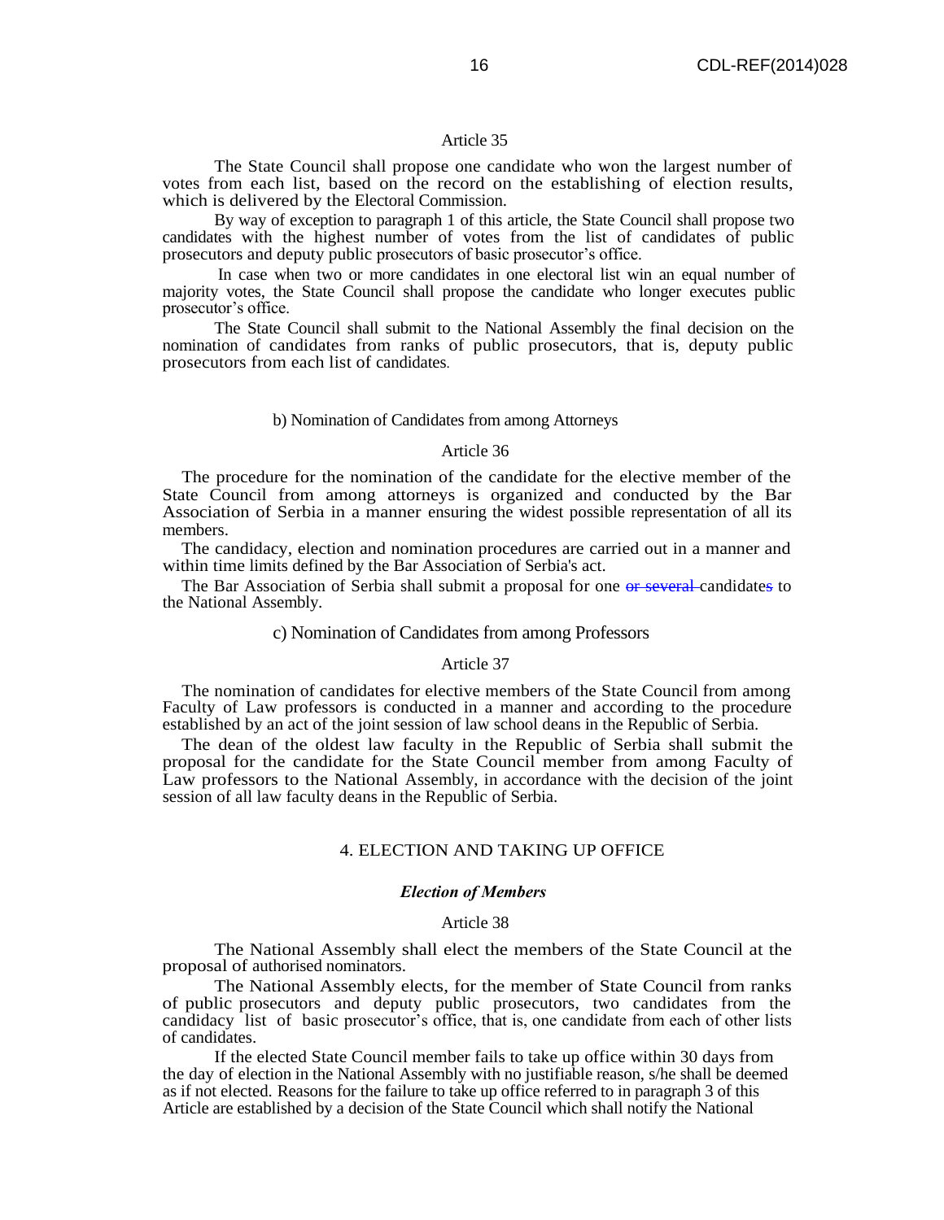Article 35

The State Council shall propose one candidate who won the largest number of votes from each list, based on the record on the establishing of election results, which is delivered by the Electoral Commission.

By way of exception to paragraph 1 of this article, the State Council shall propose two candidates with the highest number of votes from the list of candidates of public prosecutors and deputy public prosecutors of basic prosecutor's office.

In case when two or more candidates in one electoral list win an equal number of majority votes, the State Council shall propose the candidate who longer executes public prosecutor's office.

The State Council shall submit to the National Assembly the final decision on the nomination of candidates from ranks of public prosecutors, that is, deputy public prosecutors from each list of candidates.

b) Nomination of Candidates from among Attorneys

Article 36

The procedure for the nomination of the candidate for the elective member of the State Council from among attorneys is organized and conducted by the Bar Association of Serbia in a manner ensuring the widest possible representation of all its members.

The candidacy, election and nomination procedures are carried out in a manner and within time limits defined by the Bar Association of Serbia's act.

The Bar Association of Serbia shall submit a proposal for one ~~or several~~ candidate~~s~~ to the National Assembly.

c) Nomination of Candidates from among Professors

Article 37

The nomination of candidates for elective members of the State Council from among Faculty of Law professors is conducted in a manner and according to the procedure established by an act of the joint session of law school deans in the Republic of Serbia.

The dean of the oldest law faculty in the Republic of Serbia shall submit the proposal for the candidate for the State Council member from among Faculty of Law professors to the National Assembly, in accordance with the decision of the joint session of all law faculty deans in the Republic of Serbia.

## 4. ELECTION AND TAKING UP OFFICE

***Election of Members***

Article 38

The National Assembly shall elect the members of the State Council at the proposal of authorised nominators.

The National Assembly elects, for the member of State Council from ranks of public prosecutors and deputy public prosecutors, two candidates from the candidacy list of basic prosecutor's office, that is, one candidate from each of other lists of candidates.

If the elected State Council member fails to take up office within 30 days from the day of election in the National Assembly with no justifiable reason, s/he shall be deemed as if not elected. Reasons for the failure to take up office referred to in paragraph 3 of this Article are established by a decision of the State Council which shall notify the National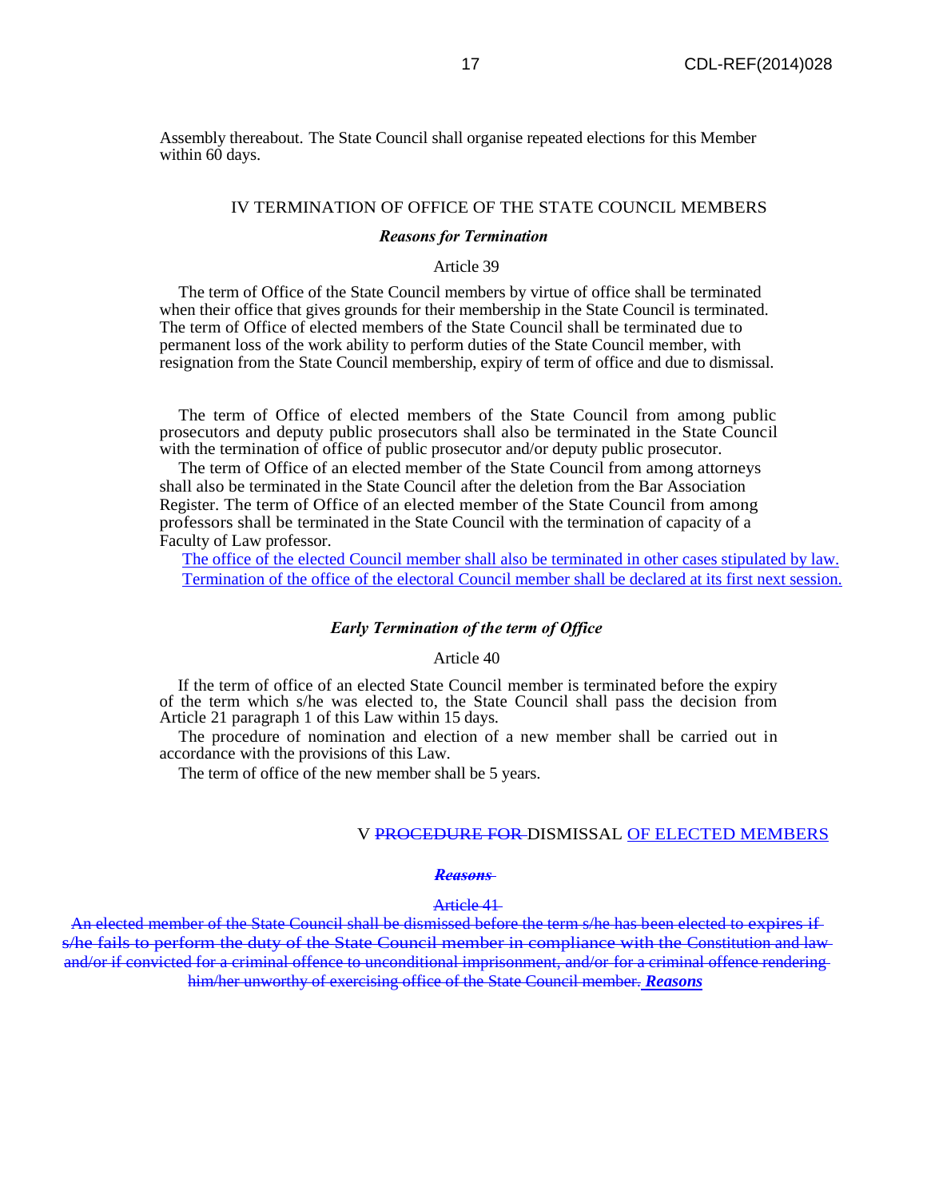Assembly thereabout. The State Council shall organise repeated elections for this Member within 60 days.

## IV TERMINATION OF OFFICE OF THE STATE COUNCIL MEMBERS

### *Reasons for Termination*

Article 39

The term of Office of the State Council members by virtue of office shall be terminated when their office that gives grounds for their membership in the State Council is terminated. The term of Office of elected members of the State Council shall be terminated due to permanent loss of the work ability to perform duties of the State Council member, with resignation from the State Council membership, expiry of term of office and due to dismissal.

The term of Office of elected members of the State Council from among public prosecutors and deputy public prosecutors shall also be terminated in the State Council with the termination of office of public prosecutor and/or deputy public prosecutor.

The term of Office of an elected member of the State Council from among attorneys shall also be terminated in the State Council after the deletion from the Bar Association Register. The term of Office of an elected member of the State Council from among professors shall be terminated in the State Council with the termination of capacity of a Faculty of Law professor.

The office of the elected Council member shall also be terminated in other cases stipulated by law. Termination of the office of the electoral Council member shall be declared at its first next session.

### *Early Termination of the term of Office*

Article 40

If the term of office of an elected State Council member is terminated before the expiry of the term which s/he was elected to, the State Council shall pass the decision from Article 21 paragraph 1 of this Law within 15 days.

The procedure of nomination and election of a new member shall be carried out in accordance with the provisions of this Law.

The term of office of the new member shall be 5 years.

## V ~~PROCEDURE FOR~~ DISMISSAL OF ELECTED MEMBERS

### ~~*Reasons*~~

~~Article 41~~

~~An elected member of the State Council shall be dismissed before the term s/he has been elected to expires if s/he fails to perform the duty of the State Council member in compliance with the Constitution and law and/or if convicted for a criminal offence to unconditional imprisonment, and/or for a criminal offence rendering him/her unworthy of exercising office of the State Council member.~~ ***Reasons***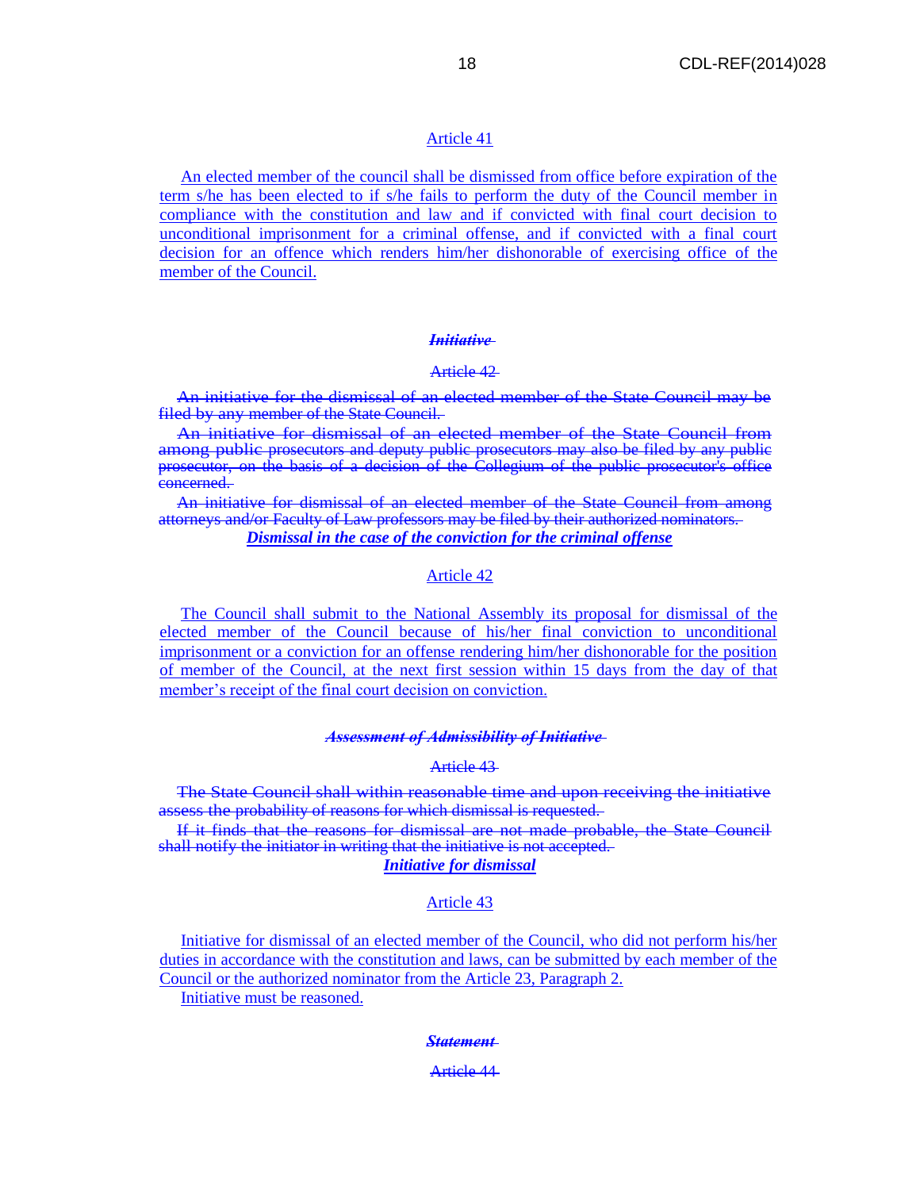Article 41

An elected member of the council shall be dismissed from office before expiration of the term s/he has been elected to if s/he fails to perform the duty of the Council member in compliance with the constitution and law and if convicted with final court decision to unconditional imprisonment for a criminal offense, and if convicted with a final court decision for an offence which renders him/her dishonorable of exercising office of the member of the Council.

~~***Initiative***~~

~~Article 42~~

~~An initiative for the dismissal of an elected member of the State Council may be filed by any member of the State Council.~~

~~An initiative for dismissal of an elected member of the State Council from among public prosecutors and deputy public prosecutors may also be filed by any public prosecutor, on the basis of a decision of the Collegium of the public prosecutor's office concerned.~~

~~An initiative for dismissal of an elected member of the State Council from among attorneys and/or Faculty of Law professors may be filed by their authorized nominators.~~

***Dismissal in the case of the conviction for the criminal offense***

Article 42

The Council shall submit to the National Assembly its proposal for dismissal of the elected member of the Council because of his/her final conviction to unconditional imprisonment or a conviction for an offense rendering him/her dishonorable for the position of member of the Council, at the next first session within 15 days from the day of that member's receipt of the final court decision on conviction.

~~***Assessment of Admissibility of Initiative***~~

~~Article 43~~

~~The State Council shall within reasonable time and upon receiving the initiative assess the probability of reasons for which dismissal is requested.~~

~~If it finds that the reasons for dismissal are not made probable, the State Council shall notify the initiator in writing that the initiative is not accepted.~~

***Initiative for dismissal***

Article 43

Initiative for dismissal of an elected member of the Council, who did not perform his/her duties in accordance with the constitution and laws, can be submitted by each member of the Council or the authorized nominator from the Article 23, Paragraph 2.

Initiative must be reasoned.

~~***Statement***~~

~~Article 44~~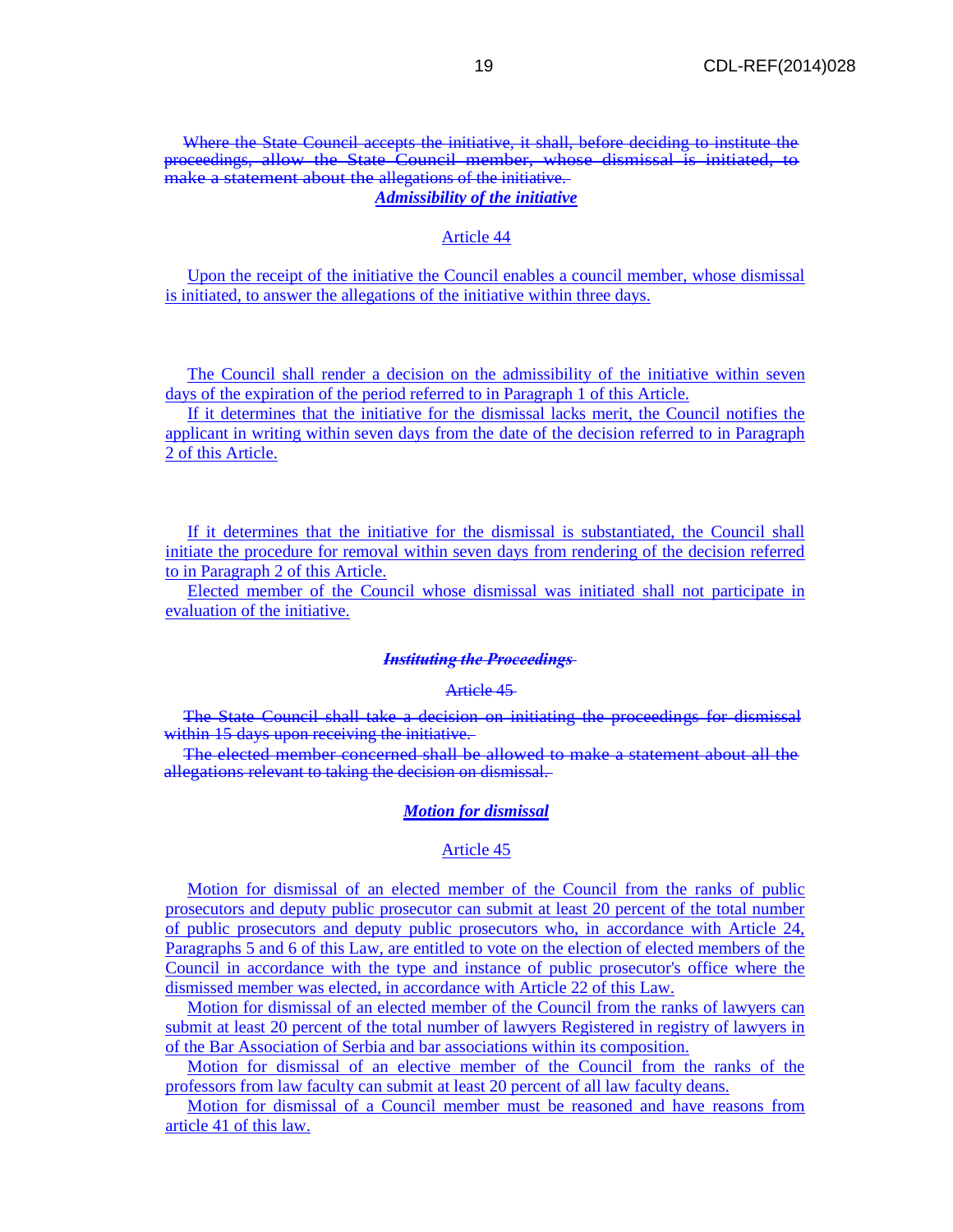~~Where the State Council accepts the initiative, it shall, before deciding to institute the proceedings, allow the State Council member, whose dismissal is initiated, to make a statement about the allegations of the initiative.~~

***Admissibility of the initiative***

Article 44

Upon the receipt of the initiative the Council enables a council member, whose dismissal is initiated, to answer the allegations of the initiative within three days.

The Council shall render a decision on the admissibility of the initiative within seven days of the expiration of the period referred to in Paragraph 1 of this Article.

If it determines that the initiative for the dismissal lacks merit, the Council notifies the applicant in writing within seven days from the date of the decision referred to in Paragraph 2 of this Article.

If it determines that the initiative for the dismissal is substantiated, the Council shall initiate the procedure for removal within seven days from rendering of the decision referred to in Paragraph 2 of this Article.

Elected member of the Council whose dismissal was initiated shall not participate in evaluation of the initiative.

~~***Instituting the Proceedings***~~

~~Article 45~~

~~The State Council shall take a decision on initiating the proceedings for dismissal within 15 days upon receiving the initiative.~~

~~The elected member concerned shall be allowed to make a statement about all the allegations relevant to taking the decision on dismissal.~~

***Motion for dismissal***

Article 45

Motion for dismissal of an elected member of the Council from the ranks of public prosecutors and deputy public prosecutor can submit at least 20 percent of the total number of public prosecutors and deputy public prosecutors who, in accordance with Article 24, Paragraphs 5 and 6 of this Law, are entitled to vote on the election of elected members of the Council in accordance with the type and instance of public prosecutor's office where the dismissed member was elected, in accordance with Article 22 of this Law.

Motion for dismissal of an elected member of the Council from the ranks of lawyers can submit at least 20 percent of the total number of lawyers Registered in registry of lawyers in of the Bar Association of Serbia and bar associations within its composition.

Motion for dismissal of an elective member of the Council from the ranks of the professors from law faculty can submit at least 20 percent of all law faculty deans.

Motion for dismissal of a Council member must be reasoned and have reasons from article 41 of this law.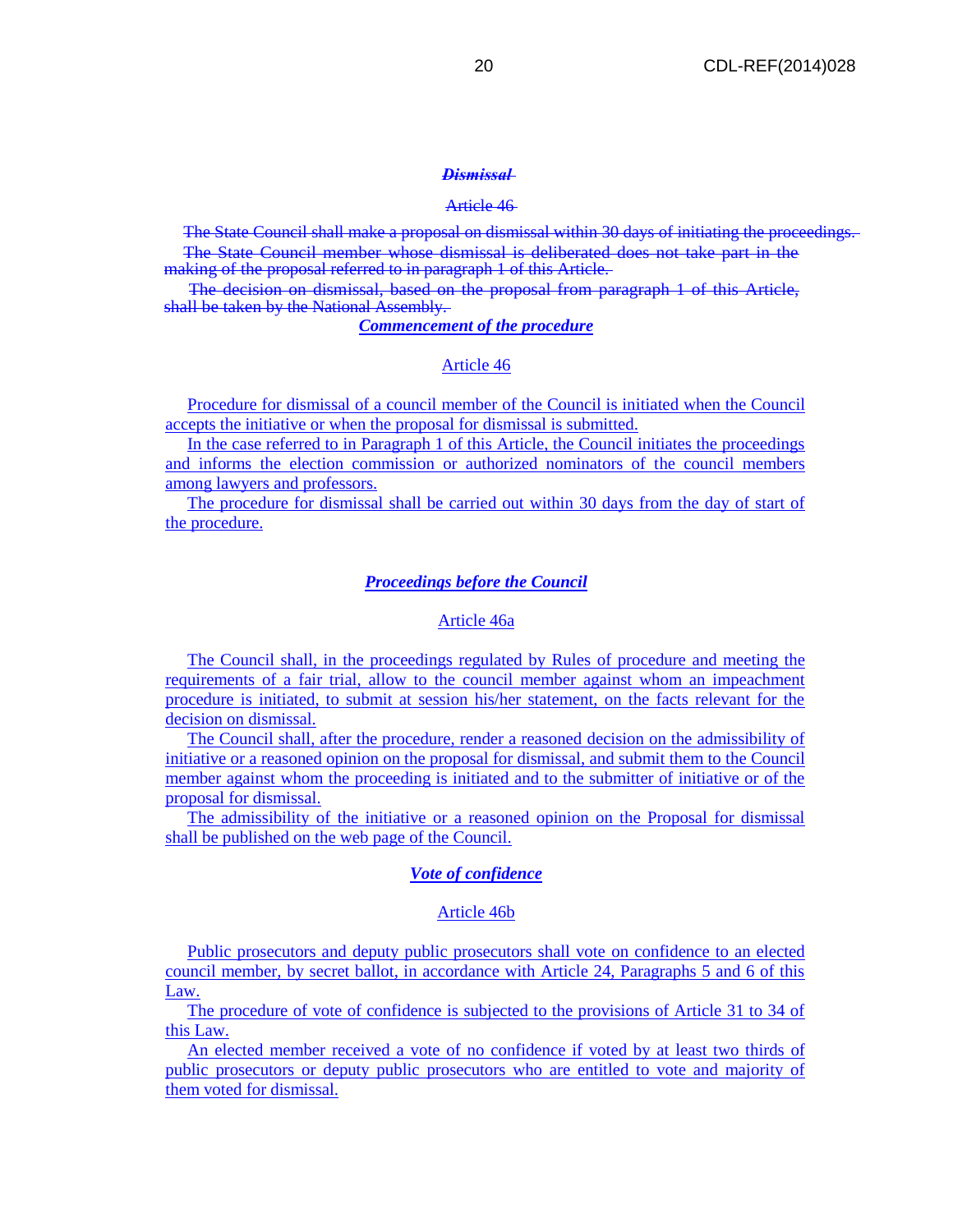~~***Dismissal***~~

~~Article 46~~

~~The State Council shall make a proposal on dismissal within 30 days of initiating the proceedings.~~

~~The State Council member whose dismissal is deliberated does not take part in the making of the proposal referred to in paragraph 1 of this Article.~~

~~The decision on dismissal, based on the proposal from paragraph 1 of this Article, shall be taken by the National Assembly.~~

***Commencement of the procedure***

Article 46

Procedure for dismissal of a council member of the Council is initiated when the Council accepts the initiative or when the proposal for dismissal is submitted.

In the case referred to in Paragraph 1 of this Article, the Council initiates the proceedings and informs the election commission or authorized nominators of the council members among lawyers and professors.

The procedure for dismissal shall be carried out within 30 days from the day of start of the procedure.

***Proceedings before the Council***

Article 46a

The Council shall, in the proceedings regulated by Rules of procedure and meeting the requirements of a fair trial, allow to the council member against whom an impeachment procedure is initiated, to submit at session his/her statement, on the facts relevant for the decision on dismissal.

The Council shall, after the procedure, render a reasoned decision on the admissibility of initiative or a reasoned opinion on the proposal for dismissal, and submit them to the Council member against whom the proceeding is initiated and to the submitter of initiative or of the proposal for dismissal.

The admissibility of the initiative or a reasoned opinion on the Proposal for dismissal shall be published on the web page of the Council.

***Vote of confidence***

Article 46b

Public prosecutors and deputy public prosecutors shall vote on confidence to an elected council member, by secret ballot, in accordance with Article 24, Paragraphs 5 and 6 of this Law.

The procedure of vote of confidence is subjected to the provisions of Article 31 to 34 of this Law.

An elected member received a vote of no confidence if voted by at least two thirds of public prosecutors or deputy public prosecutors who are entitled to vote and majority of them voted for dismissal.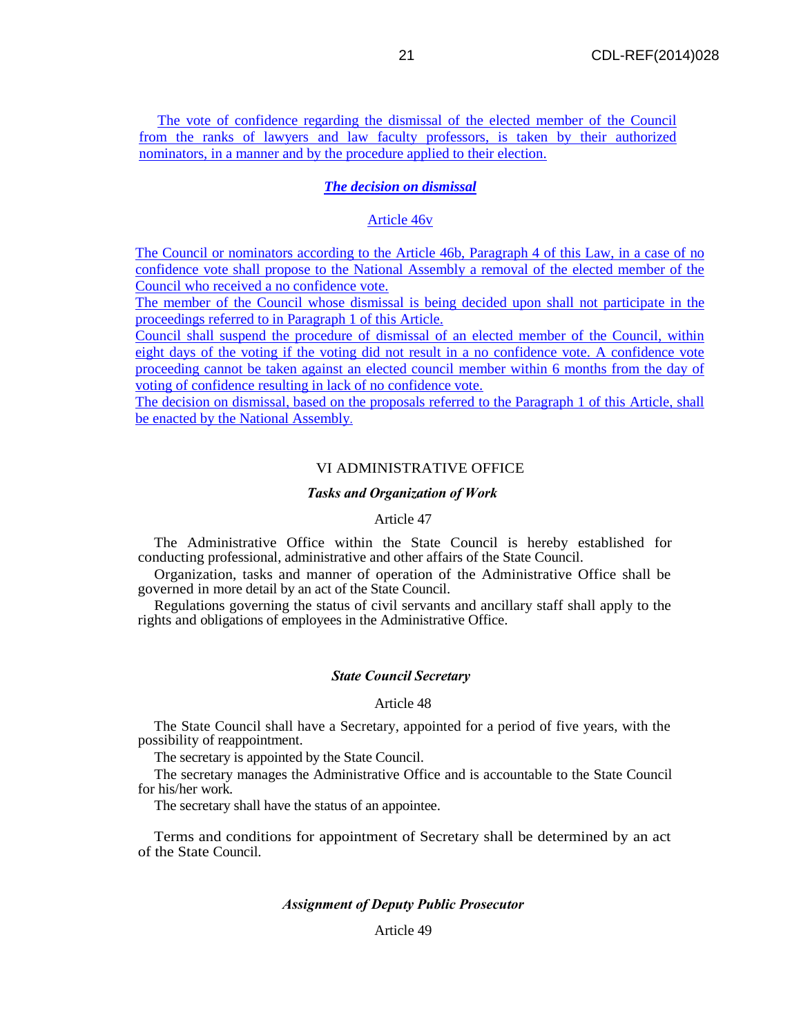The vote of confidence regarding the dismissal of the elected member of the Council from the ranks of lawyers and law faculty professors, is taken by their authorized nominators, in a manner and by the procedure applied to their election.

***The decision on dismissal***

Article 46v

The Council or nominators according to the Article 46b, Paragraph 4 of this Law, in a case of no confidence vote shall propose to the National Assembly a removal of the elected member of the Council who received a no confidence vote.

The member of the Council whose dismissal is being decided upon shall not participate in the proceedings referred to in Paragraph 1 of this Article.

Council shall suspend the procedure of dismissal of an elected member of the Council, within eight days of the voting if the voting did not result in a no confidence vote. A confidence vote proceeding cannot be taken against an elected council member within 6 months from the day of voting of confidence resulting in lack of no confidence vote.

The decision on dismissal, based on the proposals referred to the Paragraph 1 of this Article, shall be enacted by the National Assembly.

## VI ADMINISTRATIVE OFFICE

***Tasks and Organization of Work***

Article 47

The Administrative Office within the State Council is hereby established for conducting professional, administrative and other affairs of the State Council.

Organization, tasks and manner of operation of the Administrative Office shall be governed in more detail by an act of the State Council.

Regulations governing the status of civil servants and ancillary staff shall apply to the rights and obligations of employees in the Administrative Office.

***State Council Secretary***

Article 48

The State Council shall have a Secretary, appointed for a period of five years, with the possibility of reappointment.

The secretary is appointed by the State Council.

The secretary manages the Administrative Office and is accountable to the State Council for his/her work.

The secretary shall have the status of an appointee.

Terms and conditions for appointment of Secretary shall be determined by an act of the State Council.

***Assignment of Deputy Public Prosecutor***

Article 49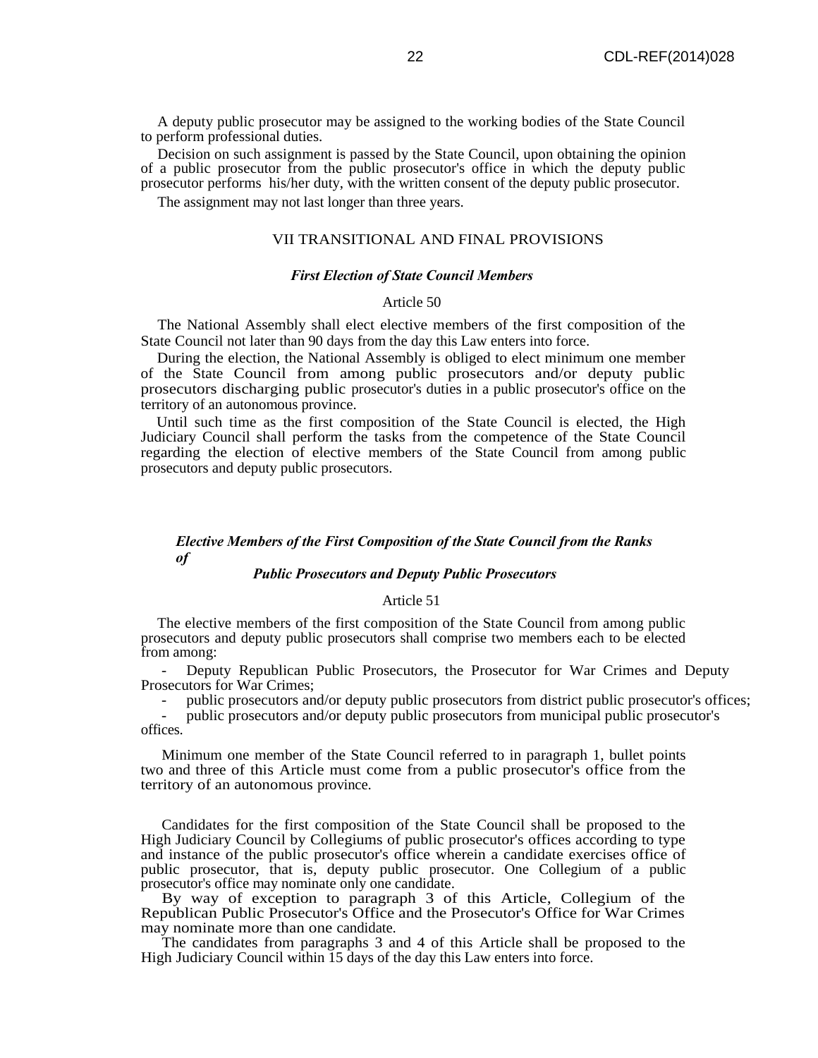A deputy public prosecutor may be assigned to the working bodies of the State Council to perform professional duties.

Decision on such assignment is passed by the State Council, upon obtaining the opinion of a public prosecutor from the public prosecutor's office in which the deputy public prosecutor performs his/her duty, with the written consent of the deputy public prosecutor.

The assignment may not last longer than three years.

## VII TRANSITIONAL AND FINAL PROVISIONS

### *First Election of State Council Members*

Article 50

The National Assembly shall elect elective members of the first composition of the State Council not later than 90 days from the day this Law enters into force.

During the election, the National Assembly is obliged to elect minimum one member of the State Council from among public prosecutors and/or deputy public prosecutors discharging public prosecutor's duties in a public prosecutor's office on the territory of an autonomous province.

Until such time as the first composition of the State Council is elected, the High Judiciary Council shall perform the tasks from the competence of the State Council regarding the election of elective members of the State Council from among public prosecutors and deputy public prosecutors.

### *Elective Members of the First Composition of the State Council from the Ranks of Public Prosecutors and Deputy Public Prosecutors*

Article 51

The elective members of the first composition of the State Council from among public prosecutors and deputy public prosecutors shall comprise two members each to be elected from among:

- Deputy Republican Public Prosecutors, the Prosecutor for War Crimes and Deputy Prosecutors for War Crimes;
- public prosecutors and/or deputy public prosecutors from district public prosecutor's offices;
- public prosecutors and/or deputy public prosecutors from municipal public prosecutor's offices.

Minimum one member of the State Council referred to in paragraph 1, bullet points two and three of this Article must come from a public prosecutor's office from the territory of an autonomous province.

Candidates for the first composition of the State Council shall be proposed to the High Judiciary Council by Collegiums of public prosecutor's offices according to type and instance of the public prosecutor's office wherein a candidate exercises office of public prosecutor, that is, deputy public prosecutor. One Collegium of a public prosecutor's office may nominate only one candidate.

By way of exception to paragraph 3 of this Article, Collegium of the Republican Public Prosecutor's Office and the Prosecutor's Office for War Crimes may nominate more than one candidate.

The candidates from paragraphs 3 and 4 of this Article shall be proposed to the High Judiciary Council within 15 days of the day this Law enters into force.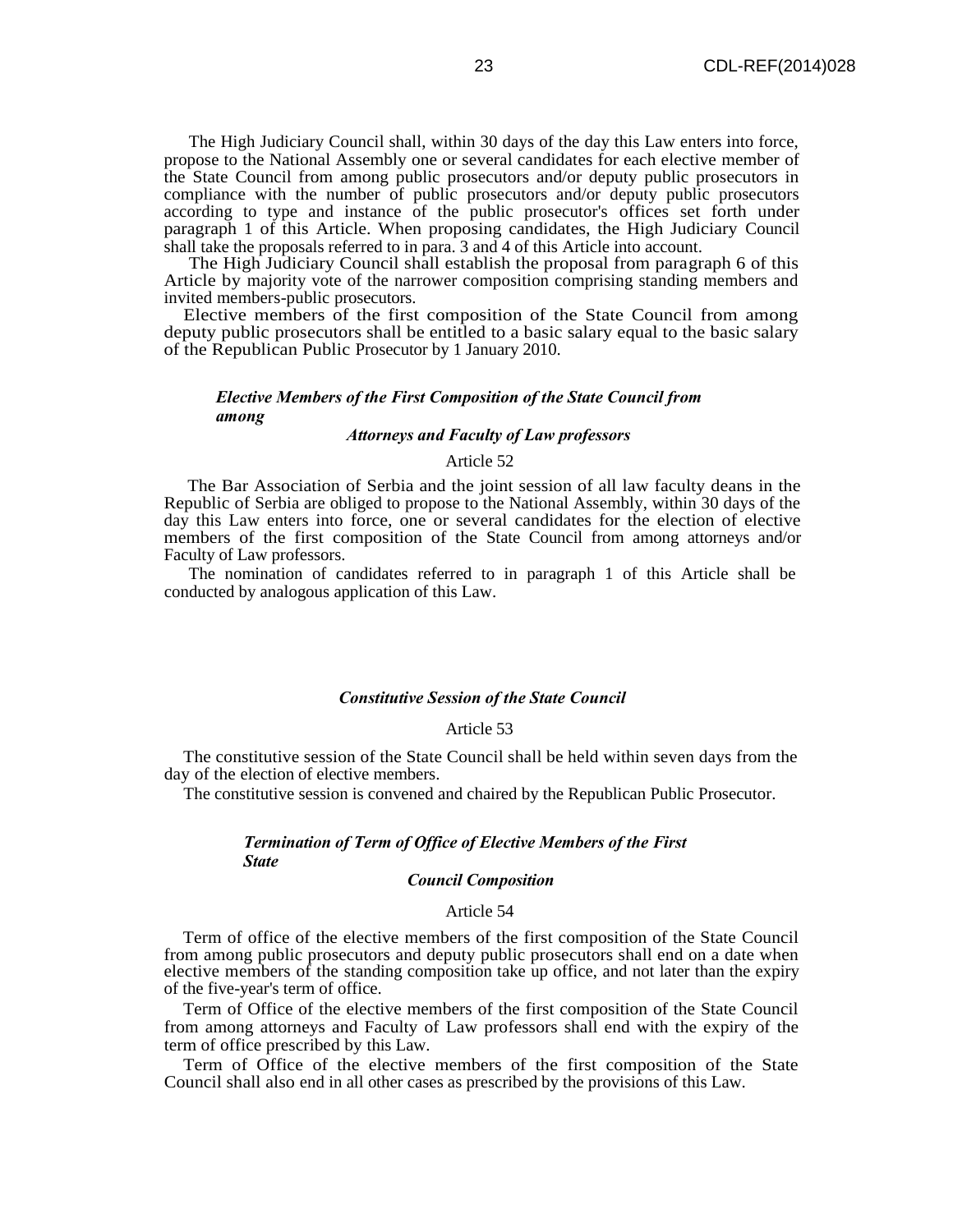The High Judiciary Council shall, within 30 days of the day this Law enters into force, propose to the National Assembly one or several candidates for each elective member of the State Council from among public prosecutors and/or deputy public prosecutors in compliance with the number of public prosecutors and/or deputy public prosecutors according to type and instance of the public prosecutor's offices set forth under paragraph 1 of this Article. When proposing candidates, the High Judiciary Council shall take the proposals referred to in para. 3 and 4 of this Article into account.

The High Judiciary Council shall establish the proposal from paragraph 6 of this Article by majority vote of the narrower composition comprising standing members and invited members-public prosecutors.

Elective members of the first composition of the State Council from among deputy public prosecutors shall be entitled to a basic salary equal to the basic salary of the Republican Public Prosecutor by 1 January 2010.

### *Elective Members of the First Composition of the State Council from among Attorneys and Faculty of Law professors*

Article 52

The Bar Association of Serbia and the joint session of all law faculty deans in the Republic of Serbia are obliged to propose to the National Assembly, within 30 days of the day this Law enters into force, one or several candidates for the election of elective members of the first composition of the State Council from among attorneys and/or Faculty of Law professors.

The nomination of candidates referred to in paragraph 1 of this Article shall be conducted by analogous application of this Law.

### *Constitutive Session of the State Council*

Article 53

The constitutive session of the State Council shall be held within seven days from the day of the election of elective members.

The constitutive session is convened and chaired by the Republican Public Prosecutor.

### *Termination of Term of Office of Elective Members of the First State Council Composition*

Article 54

Term of office of the elective members of the first composition of the State Council from among public prosecutors and deputy public prosecutors shall end on a date when elective members of the standing composition take up office, and not later than the expiry of the five-year's term of office.

Term of Office of the elective members of the first composition of the State Council from among attorneys and Faculty of Law professors shall end with the expiry of the term of office prescribed by this Law.

Term of Office of the elective members of the first composition of the State Council shall also end in all other cases as prescribed by the provisions of this Law.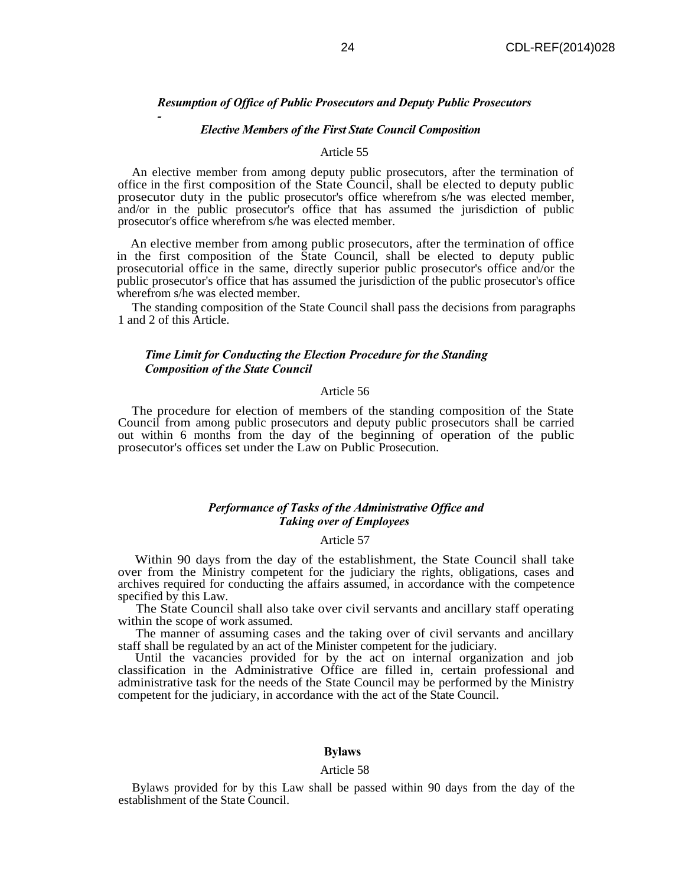***Resumption of Office of Public Prosecutors and Deputy Public Prosecutors - Elective Members of the First State Council Composition***

Article 55

An elective member from among deputy public prosecutors, after the termination of office in the first composition of the State Council, shall be elected to deputy public prosecutor duty in the public prosecutor's office wherefrom s/he was elected member, and/or in the public prosecutor's office that has assumed the jurisdiction of public prosecutor's office wherefrom s/he was elected member.

An elective member from among public prosecutors, after the termination of office in the first composition of the State Council, shall be elected to deputy public prosecutorial office in the same, directly superior public prosecutor's office and/or the public prosecutor's office that has assumed the jurisdiction of the public prosecutor's office wherefrom s/he was elected member.

The standing composition of the State Council shall pass the decisions from paragraphs 1 and 2 of this Article.

***Time Limit for Conducting the Election Procedure for the Standing Composition of the State Council***

Article 56

The procedure for election of members of the standing composition of the State Council from among public prosecutors and deputy public prosecutors shall be carried out within 6 months from the day of the beginning of operation of the public prosecutor's offices set under the Law on Public Prosecution.

***Performance of Tasks of the Administrative Office and Taking over of Employees***

Article 57

Within 90 days from the day of the establishment, the State Council shall take over from the Ministry competent for the judiciary the rights, obligations, cases and archives required for conducting the affairs assumed, in accordance with the competence specified by this Law.

The State Council shall also take over civil servants and ancillary staff operating within the scope of work assumed.

The manner of assuming cases and the taking over of civil servants and ancillary staff shall be regulated by an act of the Minister competent for the judiciary.

Until the vacancies provided for by the act on internal organization and job classification in the Administrative Office are filled in, certain professional and administrative task for the needs of the State Council may be performed by the Ministry competent for the judiciary, in accordance with the act of the State Council.

**Bylaws**

Article 58

Bylaws provided for by this Law shall be passed within 90 days from the day of the establishment of the State Council.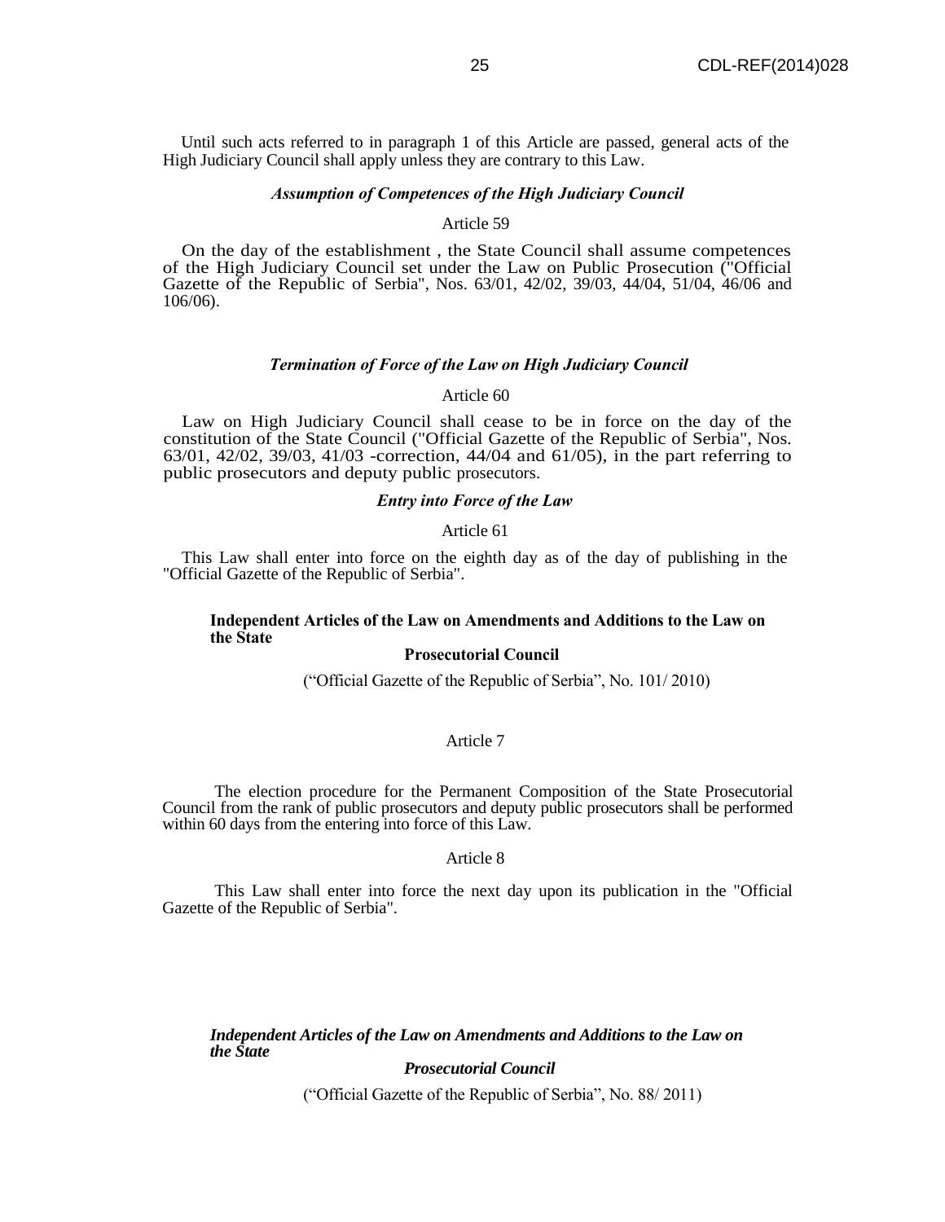Until such acts referred to in paragraph 1 of this Article are passed, general acts of the High Judiciary Council shall apply unless they are contrary to this Law.

### *Assumption of Competences of the High Judiciary Council*

Article 59

On the day of the establishment , the State Council shall assume competences of the High Judiciary Council set under the Law on Public Prosecution ("Official Gazette of the Republic of Serbia", Nos. 63/01, 42/02, 39/03, 44/04, 51/04, 46/06 and 106/06).

### *Termination of Force of the Law on High Judiciary Council*

Article 60

Law on High Judiciary Council shall cease to be in force on the day of the constitution of the State Council ("Official Gazette of the Republic of Serbia", Nos. 63/01, 42/02, 39/03, 41/03 -correction, 44/04 and 61/05), in the part referring to public prosecutors and deputy public prosecutors.

### *Entry into Force of the Law*

Article 61

This Law shall enter into force on the eighth day as of the day of publishing in the "Official Gazette of the Republic of Serbia".

## Independent Articles of the Law on Amendments and Additions to the Law on the State Prosecutorial Council

("Official Gazette of the Republic of Serbia", No. 101/ 2010)

Article 7

The election procedure for the Permanent Composition of the State Prosecutorial Council from the rank of public prosecutors and deputy public prosecutors shall be performed within 60 days from the entering into force of this Law.

Article 8

This Law shall enter into force the next day upon its publication in the "Official Gazette of the Republic of Serbia".

## *Independent Articles of the Law on Amendments and Additions to the Law on the State Prosecutorial Council*

("Official Gazette of the Republic of Serbia", No. 88/ 2011)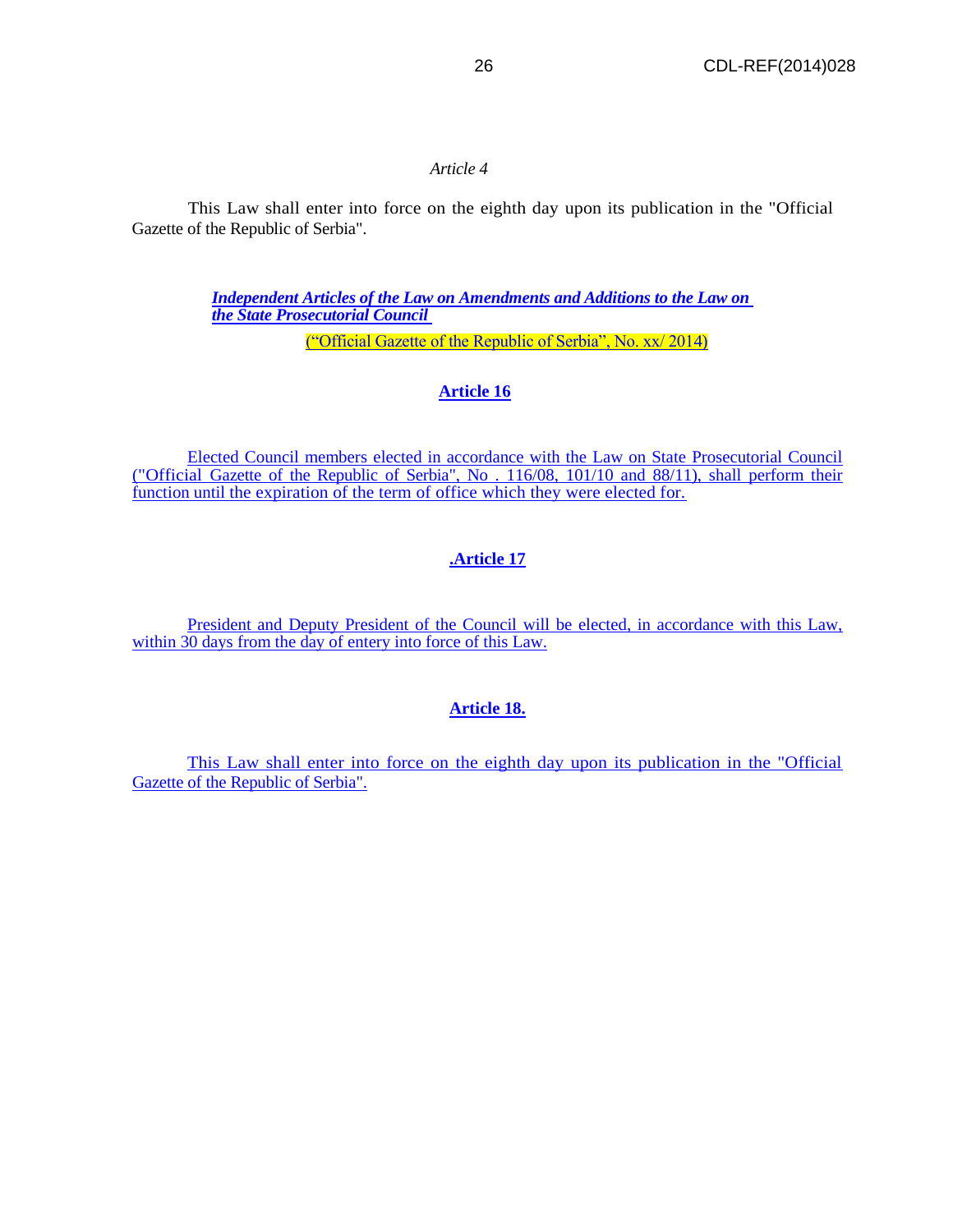*Article 4*

This Law shall enter into force on the eighth day upon its publication in the "Official Gazette of the Republic of Serbia".

***Independent Articles of the Law on Amendments and Additions to the Law on the State Prosecutorial Council***

("Official Gazette of the Republic of Serbia", No. xx/ 2014)

**Article 16**

Elected Council members elected in accordance with the Law on State Prosecutorial Council ("Official Gazette of the Republic of Serbia", No . 116/08, 101/10 and 88/11), shall perform their function until the expiration of the term of office which they were elected for.

**.Article 17**

President and Deputy President of the Council will be elected, in accordance with this Law, within 30 days from the day of entery into force of this Law.

**Article 18.**

This Law shall enter into force on the eighth day upon its publication in the "Official Gazette of the Republic of Serbia".